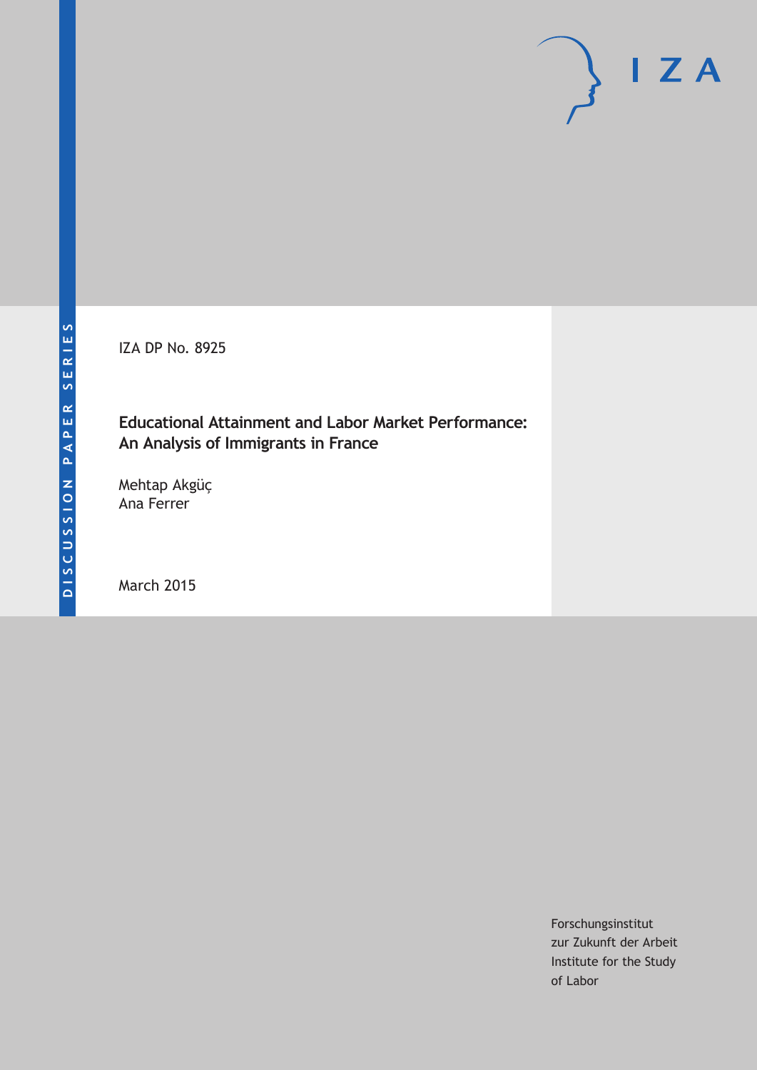DISCUSSION PAPER SERIES

IZA

IZA DP No. 8925

**Educational Attainment and Labor Market Performance: An Analysis of Immigrants in France**

Mehtap Akgüç
Ana Ferrer

March 2015

Forschungsinstitut
zur Zukunft der Arbeit
Institute for the Study
of Labor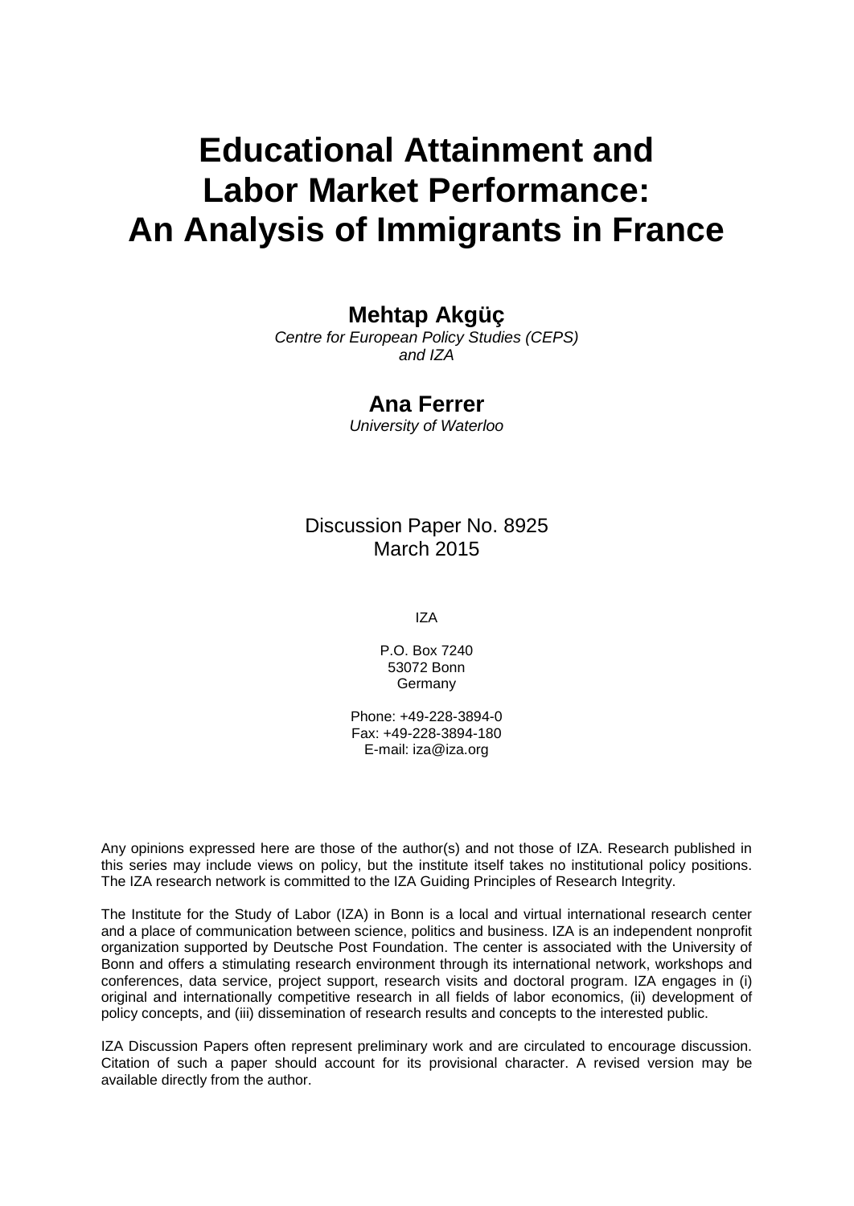# Educational Attainment and Labor Market Performance: An Analysis of Immigrants in France

**Mehtap Akgüç**
*Centre for European Policy Studies (CEPS) and IZA*

**Ana Ferrer**
*University of Waterloo*

Discussion Paper No. 8925
March 2015

IZA

P.O. Box 7240
53072 Bonn
Germany

Phone: +49-228-3894-0
Fax: +49-228-3894-180
E-mail: iza@iza.org

Any opinions expressed here are those of the author(s) and not those of IZA. Research published in this series may include views on policy, but the institute itself takes no institutional policy positions. The IZA research network is committed to the IZA Guiding Principles of Research Integrity.

The Institute for the Study of Labor (IZA) in Bonn is a local and virtual international research center and a place of communication between science, politics and business. IZA is an independent nonprofit organization supported by Deutsche Post Foundation. The center is associated with the University of Bonn and offers a stimulating research environment through its international network, workshops and conferences, data service, project support, research visits and doctoral program. IZA engages in (i) original and internationally competitive research in all fields of labor economics, (ii) development of policy concepts, and (iii) dissemination of research results and concepts to the interested public.

IZA Discussion Papers often represent preliminary work and are circulated to encourage discussion. Citation of such a paper should account for its provisional character. A revised version may be available directly from the author.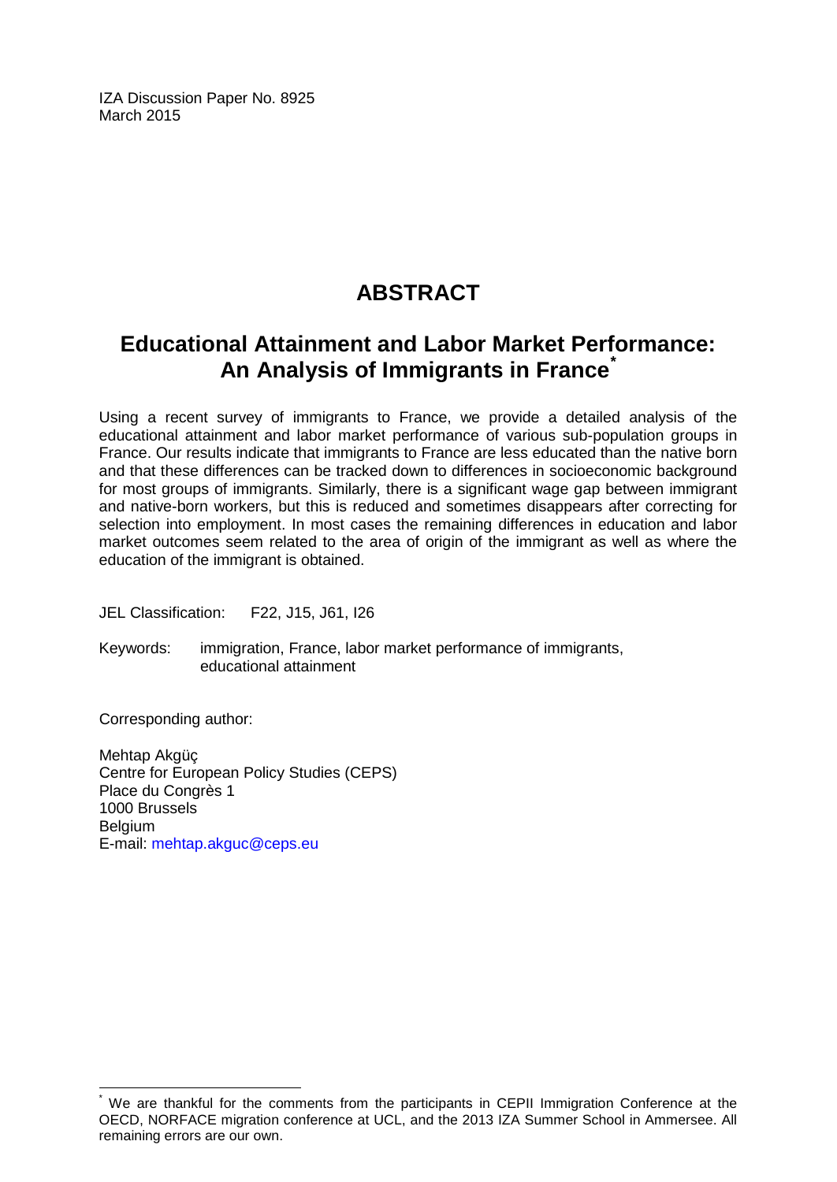IZA Discussion Paper No. 8925
March 2015

# ABSTRACT

## Educational Attainment and Labor Market Performance: An Analysis of Immigrants in France[*]

Using a recent survey of immigrants to France, we provide a detailed analysis of the educational attainment and labor market performance of various sub-population groups in France. Our results indicate that immigrants to France are less educated than the native born and that these differences can be tracked down to differences in socioeconomic background for most groups of immigrants. Similarly, there is a significant wage gap between immigrant and native-born workers, but this is reduced and sometimes disappears after correcting for selection into employment. In most cases the remaining differences in education and labor market outcomes seem related to the area of origin of the immigrant as well as where the education of the immigrant is obtained.

JEL Classification: F22, J15, J61, I26

Keywords: immigration, France, labor market performance of immigrants, educational attainment

Corresponding author:

Mehtap Akgüç
Centre for European Policy Studies (CEPS)
Place du Congrès 1
1000 Brussels
Belgium
E-mail: mehtap.akguc@ceps.eu

[*] We are thankful for the comments from the participants in CEPII Immigration Conference at the OECD, NORFACE migration conference at UCL, and the 2013 IZA Summer School in Ammersee. All remaining errors are our own.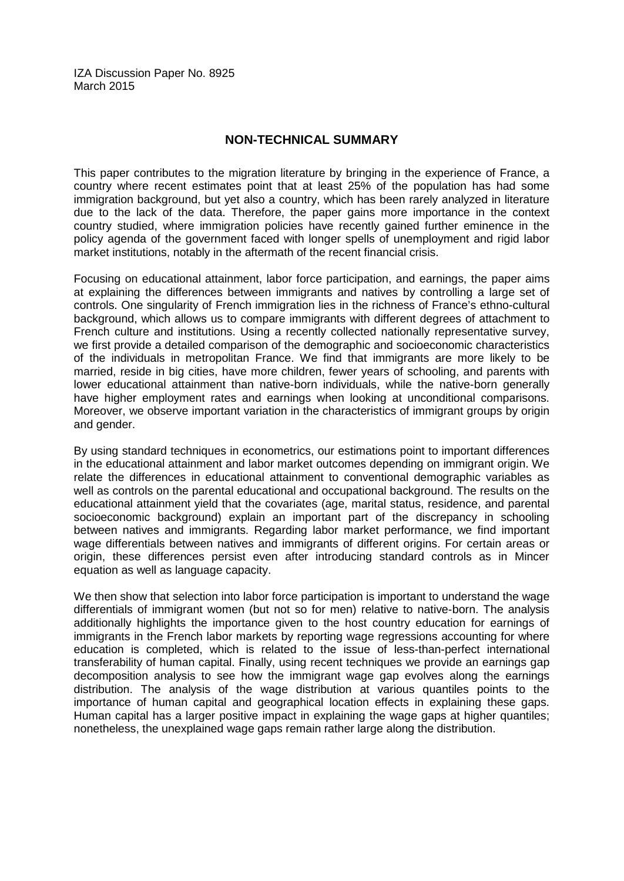IZA Discussion Paper No. 8925
March 2015

## NON-TECHNICAL SUMMARY

This paper contributes to the migration literature by bringing in the experience of France, a country where recent estimates point that at least 25% of the population has had some immigration background, but yet also a country, which has been rarely analyzed in literature due to the lack of the data. Therefore, the paper gains more importance in the context country studied, where immigration policies have recently gained further eminence in the policy agenda of the government faced with longer spells of unemployment and rigid labor market institutions, notably in the aftermath of the recent financial crisis.

Focusing on educational attainment, labor force participation, and earnings, the paper aims at explaining the differences between immigrants and natives by controlling a large set of controls. One singularity of French immigration lies in the richness of France's ethno-cultural background, which allows us to compare immigrants with different degrees of attachment to French culture and institutions. Using a recently collected nationally representative survey, we first provide a detailed comparison of the demographic and socioeconomic characteristics of the individuals in metropolitan France. We find that immigrants are more likely to be married, reside in big cities, have more children, fewer years of schooling, and parents with lower educational attainment than native-born individuals, while the native-born generally have higher employment rates and earnings when looking at unconditional comparisons. Moreover, we observe important variation in the characteristics of immigrant groups by origin and gender.

By using standard techniques in econometrics, our estimations point to important differences in the educational attainment and labor market outcomes depending on immigrant origin. We relate the differences in educational attainment to conventional demographic variables as well as controls on the parental educational and occupational background. The results on the educational attainment yield that the covariates (age, marital status, residence, and parental socioeconomic background) explain an important part of the discrepancy in schooling between natives and immigrants. Regarding labor market performance, we find important wage differentials between natives and immigrants of different origins. For certain areas or origin, these differences persist even after introducing standard controls as in Mincer equation as well as language capacity.

We then show that selection into labor force participation is important to understand the wage differentials of immigrant women (but not so for men) relative to native-born. The analysis additionally highlights the importance given to the host country education for earnings of immigrants in the French labor markets by reporting wage regressions accounting for where education is completed, which is related to the issue of less-than-perfect international transferability of human capital. Finally, using recent techniques we provide an earnings gap decomposition analysis to see how the immigrant wage gap evolves along the earnings distribution. The analysis of the wage distribution at various quantiles points to the importance of human capital and geographical location effects in explaining these gaps. Human capital has a larger positive impact in explaining the wage gaps at higher quantiles; nonetheless, the unexplained wage gaps remain rather large along the distribution.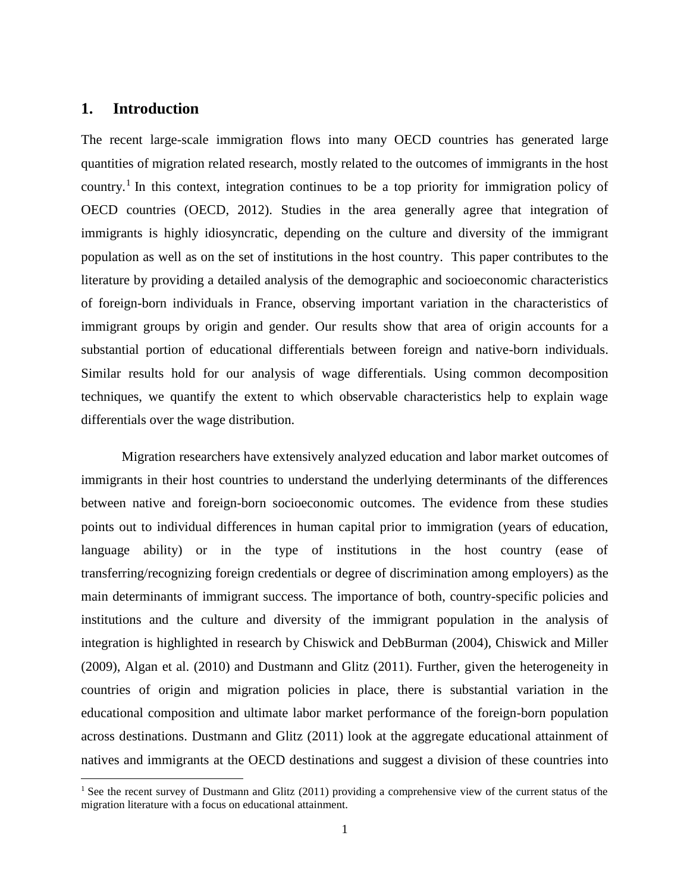## 1. Introduction

The recent large-scale immigration flows into many OECD countries has generated large quantities of migration related research, mostly related to the outcomes of immigrants in the host country.[1] In this context, integration continues to be a top priority for immigration policy of OECD countries (OECD, 2012). Studies in the area generally agree that integration of immigrants is highly idiosyncratic, depending on the culture and diversity of the immigrant population as well as on the set of institutions in the host country. This paper contributes to the literature by providing a detailed analysis of the demographic and socioeconomic characteristics of foreign-born individuals in France, observing important variation in the characteristics of immigrant groups by origin and gender. Our results show that area of origin accounts for a substantial portion of educational differentials between foreign and native-born individuals. Similar results hold for our analysis of wage differentials. Using common decomposition techniques, we quantify the extent to which observable characteristics help to explain wage differentials over the wage distribution.

Migration researchers have extensively analyzed education and labor market outcomes of immigrants in their host countries to understand the underlying determinants of the differences between native and foreign-born socioeconomic outcomes. The evidence from these studies points out to individual differences in human capital prior to immigration (years of education, language ability) or in the type of institutions in the host country (ease of transferring/recognizing foreign credentials or degree of discrimination among employers) as the main determinants of immigrant success. The importance of both, country-specific policies and institutions and the culture and diversity of the immigrant population in the analysis of integration is highlighted in research by Chiswick and DebBurman (2004), Chiswick and Miller (2009), Algan et al. (2010) and Dustmann and Glitz (2011). Further, given the heterogeneity in countries of origin and migration policies in place, there is substantial variation in the educational composition and ultimate labor market performance of the foreign-born population across destinations. Dustmann and Glitz (2011) look at the aggregate educational attainment of natives and immigrants at the OECD destinations and suggest a division of these countries into

[1] See the recent survey of Dustmann and Glitz (2011) providing a comprehensive view of the current status of the migration literature with a focus on educational attainment.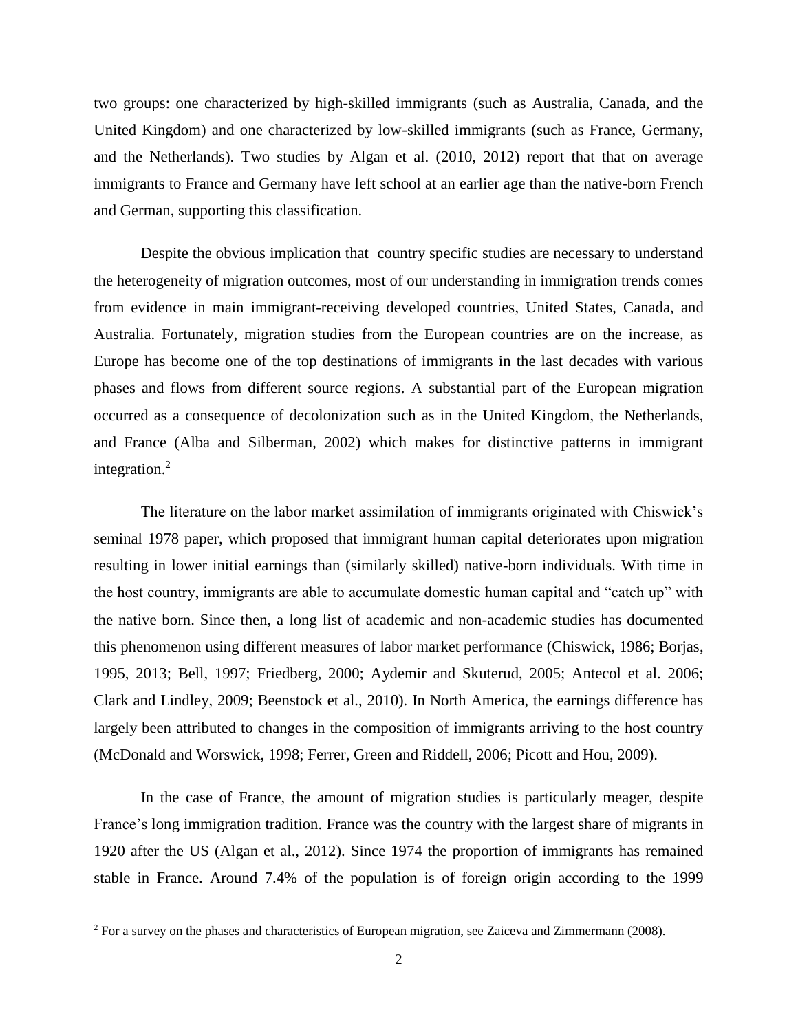two groups: one characterized by high-skilled immigrants (such as Australia, Canada, and the United Kingdom) and one characterized by low-skilled immigrants (such as France, Germany, and the Netherlands). Two studies by Algan et al. (2010, 2012) report that that on average immigrants to France and Germany have left school at an earlier age than the native-born French and German, supporting this classification.

Despite the obvious implication that country specific studies are necessary to understand the heterogeneity of migration outcomes, most of our understanding in immigration trends comes from evidence in main immigrant-receiving developed countries, United States, Canada, and Australia. Fortunately, migration studies from the European countries are on the increase, as Europe has become one of the top destinations of immigrants in the last decades with various phases and flows from different source regions. A substantial part of the European migration occurred as a consequence of decolonization such as in the United Kingdom, the Netherlands, and France (Alba and Silberman, 2002) which makes for distinctive patterns in immigrant integration.[2]

The literature on the labor market assimilation of immigrants originated with Chiswick's seminal 1978 paper, which proposed that immigrant human capital deteriorates upon migration resulting in lower initial earnings than (similarly skilled) native-born individuals. With time in the host country, immigrants are able to accumulate domestic human capital and "catch up" with the native born. Since then, a long list of academic and non-academic studies has documented this phenomenon using different measures of labor market performance (Chiswick, 1986; Borjas, 1995, 2013; Bell, 1997; Friedberg, 2000; Aydemir and Skuterud, 2005; Antecol et al. 2006; Clark and Lindley, 2009; Beenstock et al., 2010). In North America, the earnings difference has largely been attributed to changes in the composition of immigrants arriving to the host country (McDonald and Worswick, 1998; Ferrer, Green and Riddell, 2006; Picott and Hou, 2009).

In the case of France, the amount of migration studies is particularly meager, despite France's long immigration tradition. France was the country with the largest share of migrants in 1920 after the US (Algan et al., 2012). Since 1974 the proportion of immigrants has remained stable in France. Around 7.4% of the population is of foreign origin according to the 1999

[2] For a survey on the phases and characteristics of European migration, see Zaiceva and Zimmermann (2008).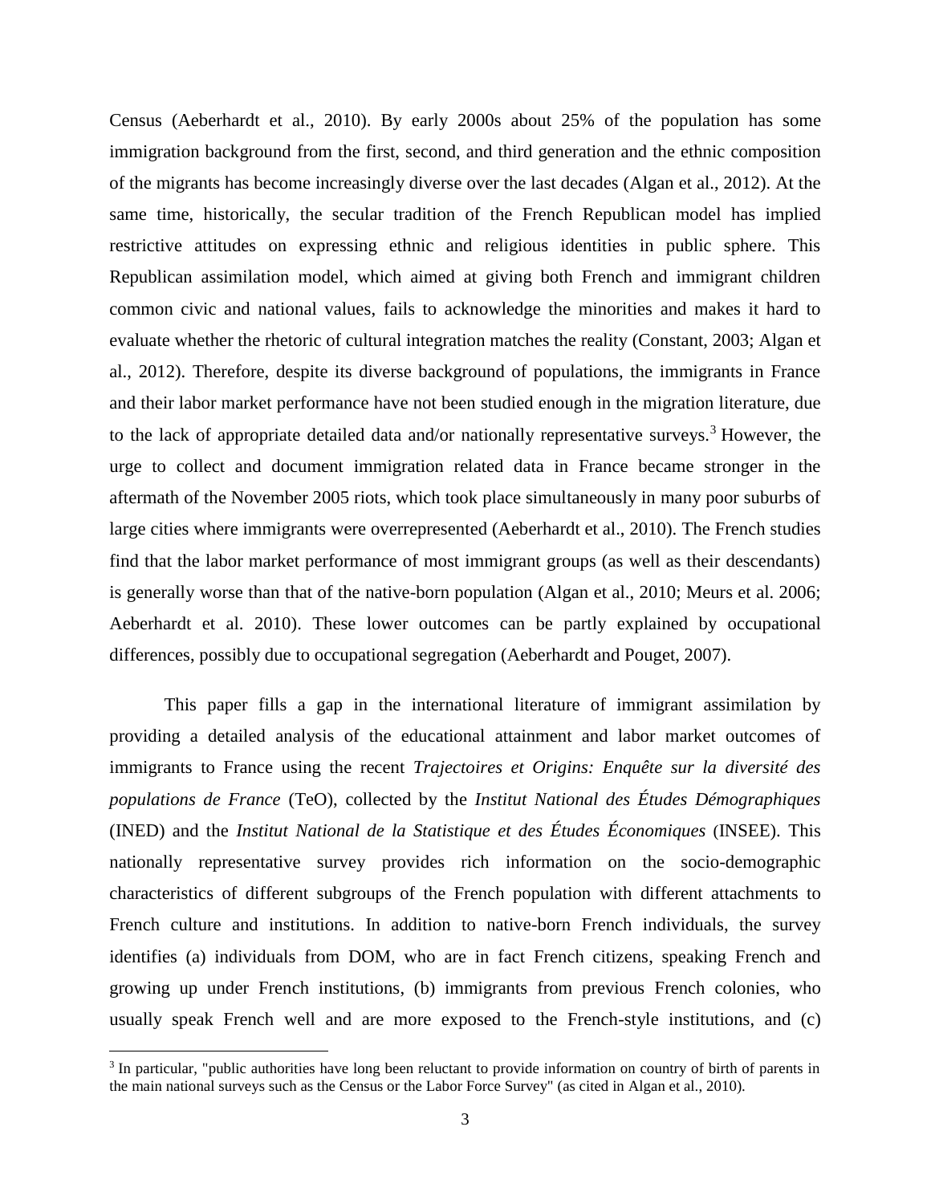Census (Aeberhardt et al., 2010). By early 2000s about 25% of the population has some immigration background from the first, second, and third generation and the ethnic composition of the migrants has become increasingly diverse over the last decades (Algan et al., 2012). At the same time, historically, the secular tradition of the French Republican model has implied restrictive attitudes on expressing ethnic and religious identities in public sphere. This Republican assimilation model, which aimed at giving both French and immigrant children common civic and national values, fails to acknowledge the minorities and makes it hard to evaluate whether the rhetoric of cultural integration matches the reality (Constant, 2003; Algan et al., 2012). Therefore, despite its diverse background of populations, the immigrants in France and their labor market performance have not been studied enough in the migration literature, due to the lack of appropriate detailed data and/or nationally representative surveys.[3] However, the urge to collect and document immigration related data in France became stronger in the aftermath of the November 2005 riots, which took place simultaneously in many poor suburbs of large cities where immigrants were overrepresented (Aeberhardt et al., 2010). The French studies find that the labor market performance of most immigrant groups (as well as their descendants) is generally worse than that of the native-born population (Algan et al., 2010; Meurs et al. 2006; Aeberhardt et al. 2010). These lower outcomes can be partly explained by occupational differences, possibly due to occupational segregation (Aeberhardt and Pouget, 2007).

This paper fills a gap in the international literature of immigrant assimilation by providing a detailed analysis of the educational attainment and labor market outcomes of immigrants to France using the recent *Trajectoires et Origins: Enquête sur la diversité des populations de France* (TeO), collected by the *Institut National des Études Démographiques* (INED) and the *Institut National de la Statistique et des Études Économiques* (INSEE). This nationally representative survey provides rich information on the socio-demographic characteristics of different subgroups of the French population with different attachments to French culture and institutions. In addition to native-born French individuals, the survey identifies (a) individuals from DOM, who are in fact French citizens, speaking French and growing up under French institutions, (b) immigrants from previous French colonies, who usually speak French well and are more exposed to the French-style institutions, and (c)

[3] In particular, "public authorities have long been reluctant to provide information on country of birth of parents in the main national surveys such as the Census or the Labor Force Survey" (as cited in Algan et al., 2010).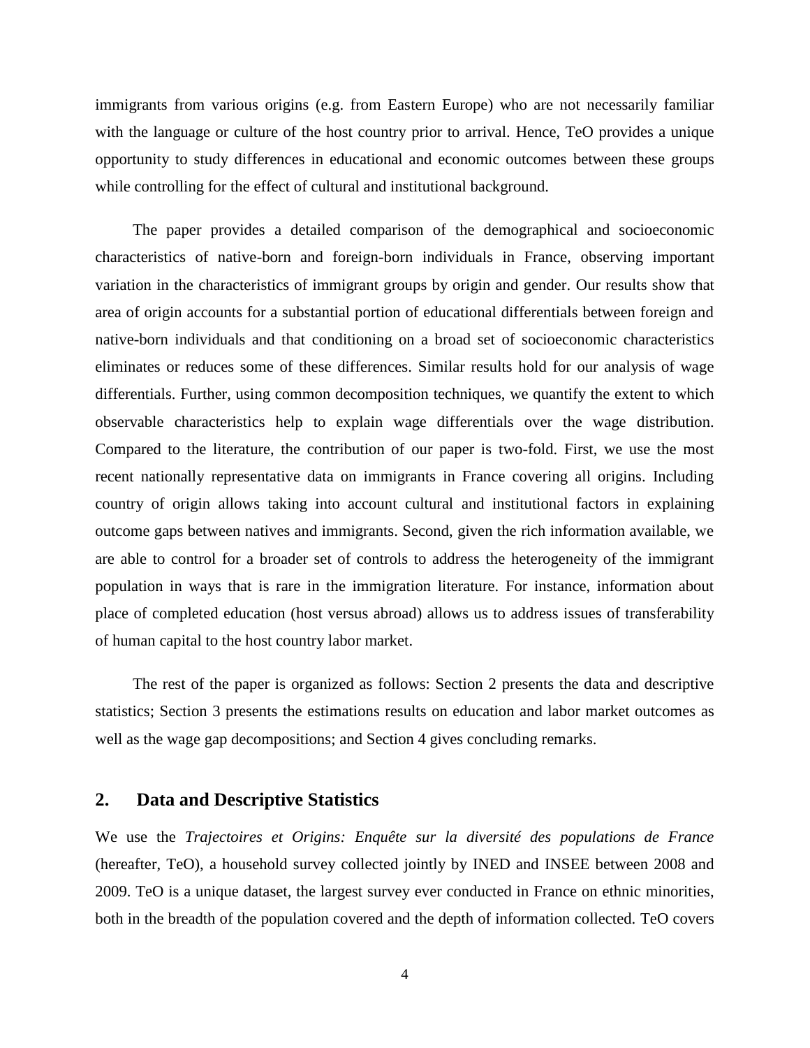immigrants from various origins (e.g. from Eastern Europe) who are not necessarily familiar with the language or culture of the host country prior to arrival. Hence, TeO provides a unique opportunity to study differences in educational and economic outcomes between these groups while controlling for the effect of cultural and institutional background.

The paper provides a detailed comparison of the demographical and socioeconomic characteristics of native-born and foreign-born individuals in France, observing important variation in the characteristics of immigrant groups by origin and gender. Our results show that area of origin accounts for a substantial portion of educational differentials between foreign and native-born individuals and that conditioning on a broad set of socioeconomic characteristics eliminates or reduces some of these differences. Similar results hold for our analysis of wage differentials. Further, using common decomposition techniques, we quantify the extent to which observable characteristics help to explain wage differentials over the wage distribution. Compared to the literature, the contribution of our paper is two-fold. First, we use the most recent nationally representative data on immigrants in France covering all origins. Including country of origin allows taking into account cultural and institutional factors in explaining outcome gaps between natives and immigrants. Second, given the rich information available, we are able to control for a broader set of controls to address the heterogeneity of the immigrant population in ways that is rare in the immigration literature. For instance, information about place of completed education (host versus abroad) allows us to address issues of transferability of human capital to the host country labor market.

The rest of the paper is organized as follows: Section 2 presents the data and descriptive statistics; Section 3 presents the estimations results on education and labor market outcomes as well as the wage gap decompositions; and Section 4 gives concluding remarks.

## 2. Data and Descriptive Statistics

We use the *Trajectoires et Origins: Enquête sur la diversité des populations de France* (hereafter, TeO), a household survey collected jointly by INED and INSEE between 2008 and 2009. TeO is a unique dataset, the largest survey ever conducted in France on ethnic minorities, both in the breadth of the population covered and the depth of information collected. TeO covers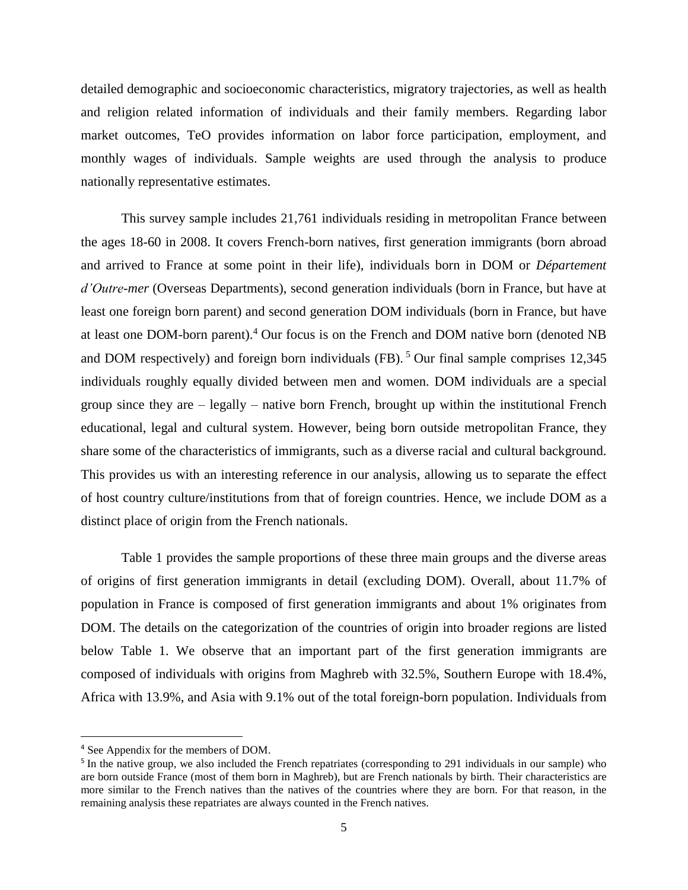detailed demographic and socioeconomic characteristics, migratory trajectories, as well as health and religion related information of individuals and their family members. Regarding labor market outcomes, TeO provides information on labor force participation, employment, and monthly wages of individuals. Sample weights are used through the analysis to produce nationally representative estimates.

This survey sample includes 21,761 individuals residing in metropolitan France between the ages 18-60 in 2008. It covers French-born natives, first generation immigrants (born abroad and arrived to France at some point in their life), individuals born in DOM or *Département d'Outre-mer* (Overseas Departments), second generation individuals (born in France, but have at least one foreign born parent) and second generation DOM individuals (born in France, but have at least one DOM-born parent).[4] Our focus is on the French and DOM native born (denoted NB and DOM respectively) and foreign born individuals (FB).[5] Our final sample comprises 12,345 individuals roughly equally divided between men and women. DOM individuals are a special group since they are – legally – native born French, brought up within the institutional French educational, legal and cultural system. However, being born outside metropolitan France, they share some of the characteristics of immigrants, such as a diverse racial and cultural background. This provides us with an interesting reference in our analysis, allowing us to separate the effect of host country culture/institutions from that of foreign countries. Hence, we include DOM as a distinct place of origin from the French nationals.

Table 1 provides the sample proportions of these three main groups and the diverse areas of origins of first generation immigrants in detail (excluding DOM). Overall, about 11.7% of population in France is composed of first generation immigrants and about 1% originates from DOM. The details on the categorization of the countries of origin into broader regions are listed below Table 1. We observe that an important part of the first generation immigrants are composed of individuals with origins from Maghreb with 32.5%, Southern Europe with 18.4%, Africa with 13.9%, and Asia with 9.1% out of the total foreign-born population. Individuals from

[4] See Appendix for the members of DOM.

[5] In the native group, we also included the French repatriates (corresponding to 291 individuals in our sample) who are born outside France (most of them born in Maghreb), but are French nationals by birth. Their characteristics are more similar to the French natives than the natives of the countries where they are born. For that reason, in the remaining analysis these repatriates are always counted in the French natives.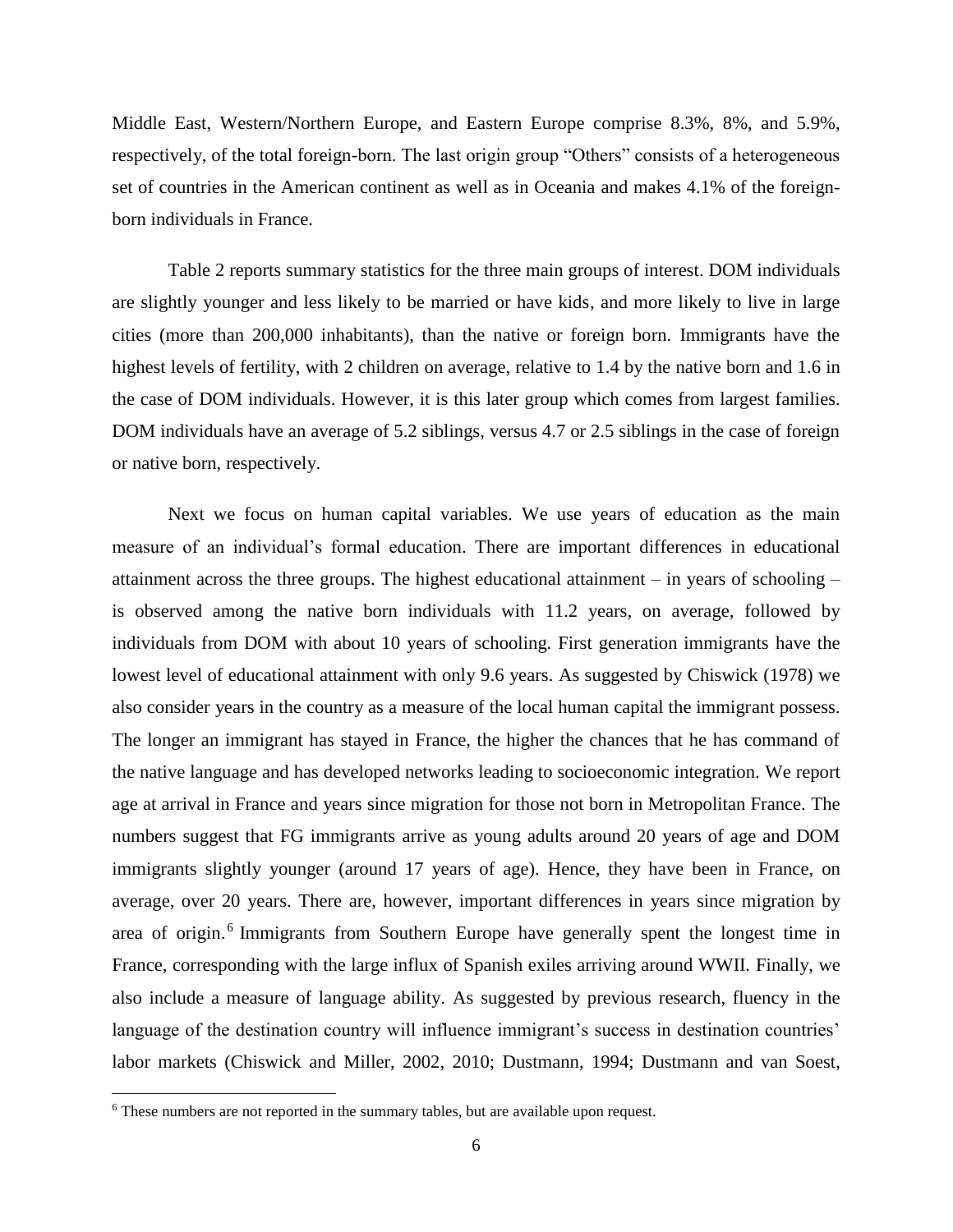Middle East, Western/Northern Europe, and Eastern Europe comprise 8.3%, 8%, and 5.9%, respectively, of the total foreign-born. The last origin group "Others" consists of a heterogeneous set of countries in the American continent as well as in Oceania and makes 4.1% of the foreign-born individuals in France.

Table 2 reports summary statistics for the three main groups of interest. DOM individuals are slightly younger and less likely to be married or have kids, and more likely to live in large cities (more than 200,000 inhabitants), than the native or foreign born. Immigrants have the highest levels of fertility, with 2 children on average, relative to 1.4 by the native born and 1.6 in the case of DOM individuals. However, it is this later group which comes from largest families. DOM individuals have an average of 5.2 siblings, versus 4.7 or 2.5 siblings in the case of foreign or native born, respectively.

Next we focus on human capital variables. We use years of education as the main measure of an individual's formal education. There are important differences in educational attainment across the three groups. The highest educational attainment – in years of schooling – is observed among the native born individuals with 11.2 years, on average, followed by individuals from DOM with about 10 years of schooling. First generation immigrants have the lowest level of educational attainment with only 9.6 years. As suggested by Chiswick (1978) we also consider years in the country as a measure of the local human capital the immigrant possess. The longer an immigrant has stayed in France, the higher the chances that he has command of the native language and has developed networks leading to socioeconomic integration. We report age at arrival in France and years since migration for those not born in Metropolitan France. The numbers suggest that FG immigrants arrive as young adults around 20 years of age and DOM immigrants slightly younger (around 17 years of age). Hence, they have been in France, on average, over 20 years. There are, however, important differences in years since migration by area of origin.[6] Immigrants from Southern Europe have generally spent the longest time in France, corresponding with the large influx of Spanish exiles arriving around WWII. Finally, we also include a measure of language ability. As suggested by previous research, fluency in the language of the destination country will influence immigrant's success in destination countries' labor markets (Chiswick and Miller, 2002, 2010; Dustmann, 1994; Dustmann and van Soest,

[6] These numbers are not reported in the summary tables, but are available upon request.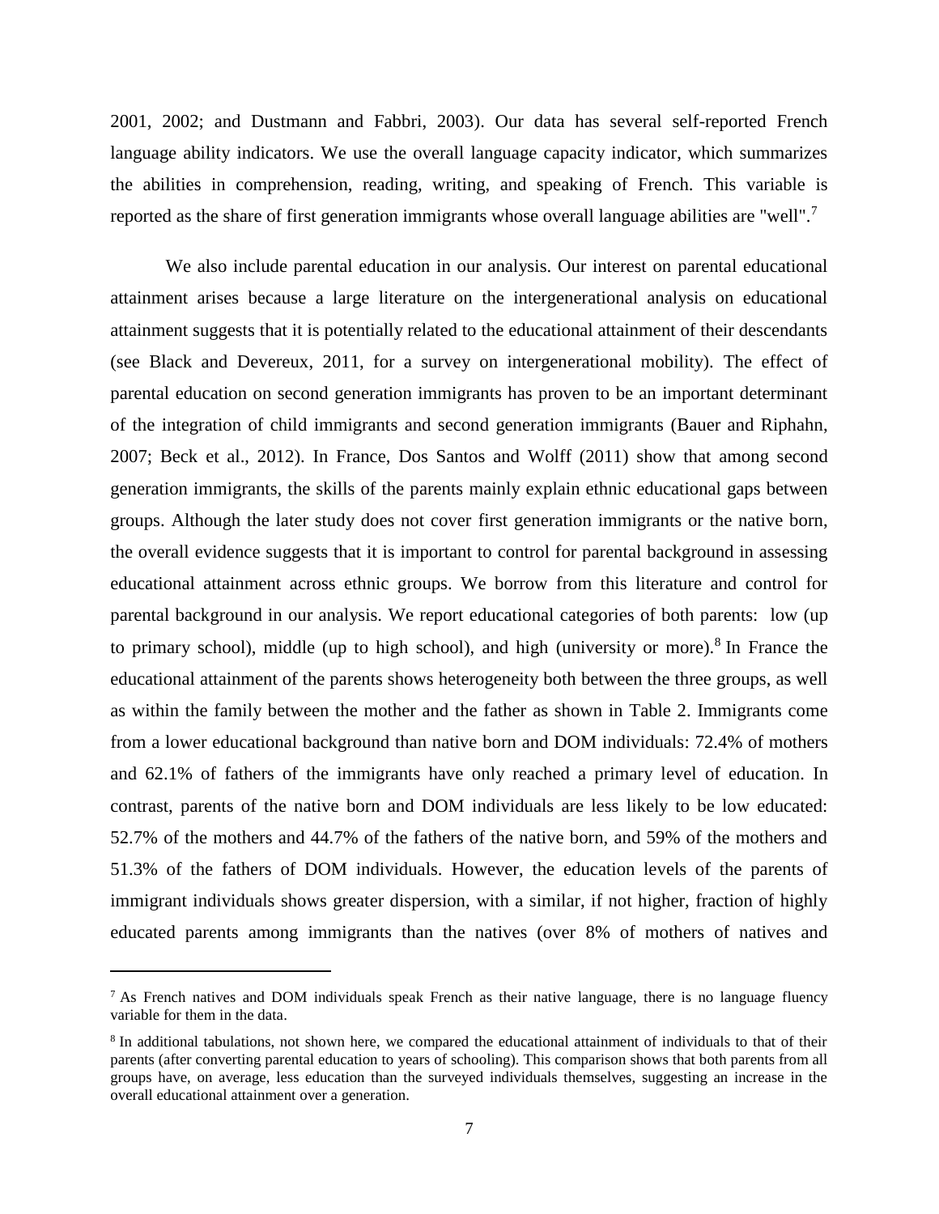2001, 2002; and Dustmann and Fabbri, 2003). Our data has several self-reported French language ability indicators. We use the overall language capacity indicator, which summarizes the abilities in comprehension, reading, writing, and speaking of French. This variable is reported as the share of first generation immigrants whose overall language abilities are "well".[7]

We also include parental education in our analysis. Our interest on parental educational attainment arises because a large literature on the intergenerational analysis on educational attainment suggests that it is potentially related to the educational attainment of their descendants (see Black and Devereux, 2011, for a survey on intergenerational mobility). The effect of parental education on second generation immigrants has proven to be an important determinant of the integration of child immigrants and second generation immigrants (Bauer and Riphahn, 2007; Beck et al., 2012). In France, Dos Santos and Wolff (2011) show that among second generation immigrants, the skills of the parents mainly explain ethnic educational gaps between groups. Although the later study does not cover first generation immigrants or the native born, the overall evidence suggests that it is important to control for parental background in assessing educational attainment across ethnic groups. We borrow from this literature and control for parental background in our analysis. We report educational categories of both parents: low (up to primary school), middle (up to high school), and high (university or more).[8] In France the educational attainment of the parents shows heterogeneity both between the three groups, as well as within the family between the mother and the father as shown in Table 2. Immigrants come from a lower educational background than native born and DOM individuals: 72.4% of mothers and 62.1% of fathers of the immigrants have only reached a primary level of education. In contrast, parents of the native born and DOM individuals are less likely to be low educated: 52.7% of the mothers and 44.7% of the fathers of the native born, and 59% of the mothers and 51.3% of the fathers of DOM individuals. However, the education levels of the parents of immigrant individuals shows greater dispersion, with a similar, if not higher, fraction of highly educated parents among immigrants than the natives (over 8% of mothers of natives and

---

[7] As French natives and DOM individuals speak French as their native language, there is no language fluency variable for them in the data.

[8] In additional tabulations, not shown here, we compared the educational attainment of individuals to that of their parents (after converting parental education to years of schooling). This comparison shows that both parents from all groups have, on average, less education than the surveyed individuals themselves, suggesting an increase in the overall educational attainment over a generation.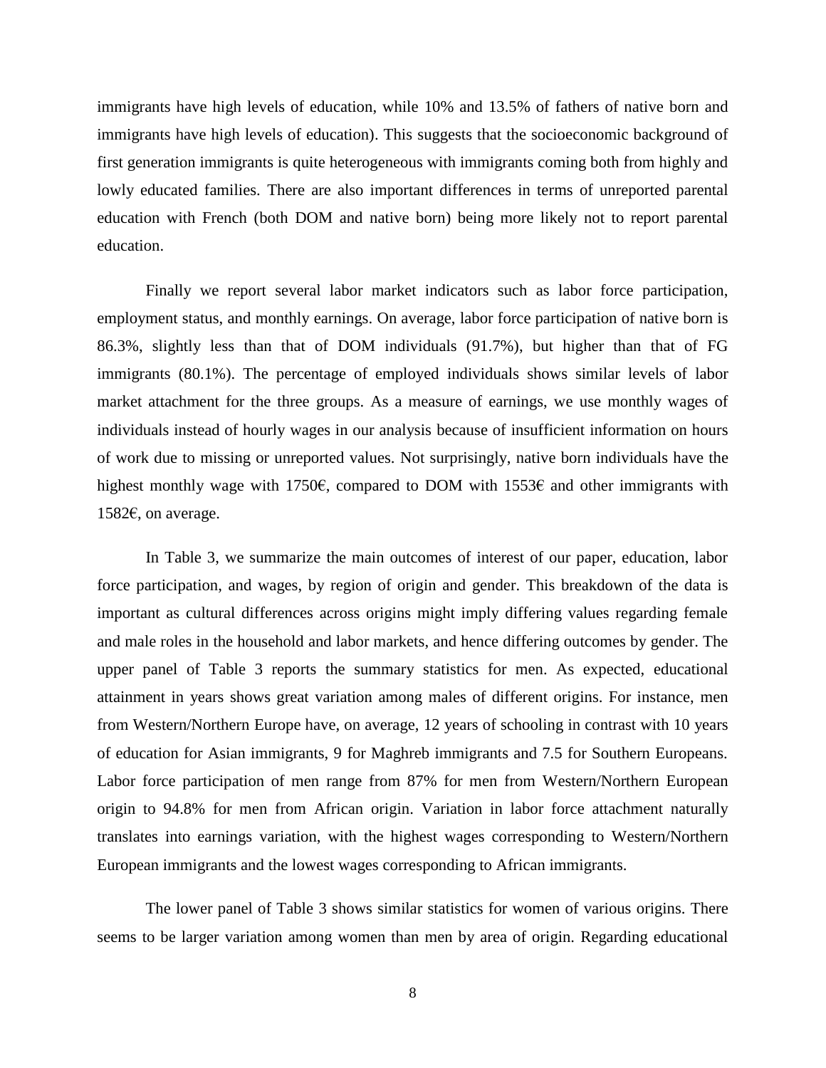immigrants have high levels of education, while 10% and 13.5% of fathers of native born and immigrants have high levels of education). This suggests that the socioeconomic background of first generation immigrants is quite heterogeneous with immigrants coming both from highly and lowly educated families. There are also important differences in terms of unreported parental education with French (both DOM and native born) being more likely not to report parental education.

Finally we report several labor market indicators such as labor force participation, employment status, and monthly earnings. On average, labor force participation of native born is 86.3%, slightly less than that of DOM individuals (91.7%), but higher than that of FG immigrants (80.1%). The percentage of employed individuals shows similar levels of labor market attachment for the three groups. As a measure of earnings, we use monthly wages of individuals instead of hourly wages in our analysis because of insufficient information on hours of work due to missing or unreported values. Not surprisingly, native born individuals have the highest monthly wage with 1750€, compared to DOM with 1553€ and other immigrants with 1582€, on average.

In Table 3, we summarize the main outcomes of interest of our paper, education, labor force participation, and wages, by region of origin and gender. This breakdown of the data is important as cultural differences across origins might imply differing values regarding female and male roles in the household and labor markets, and hence differing outcomes by gender. The upper panel of Table 3 reports the summary statistics for men. As expected, educational attainment in years shows great variation among males of different origins. For instance, men from Western/Northern Europe have, on average, 12 years of schooling in contrast with 10 years of education for Asian immigrants, 9 for Maghreb immigrants and 7.5 for Southern Europeans. Labor force participation of men range from 87% for men from Western/Northern European origin to 94.8% for men from African origin. Variation in labor force attachment naturally translates into earnings variation, with the highest wages corresponding to Western/Northern European immigrants and the lowest wages corresponding to African immigrants.

The lower panel of Table 3 shows similar statistics for women of various origins. There seems to be larger variation among women than men by area of origin. Regarding educational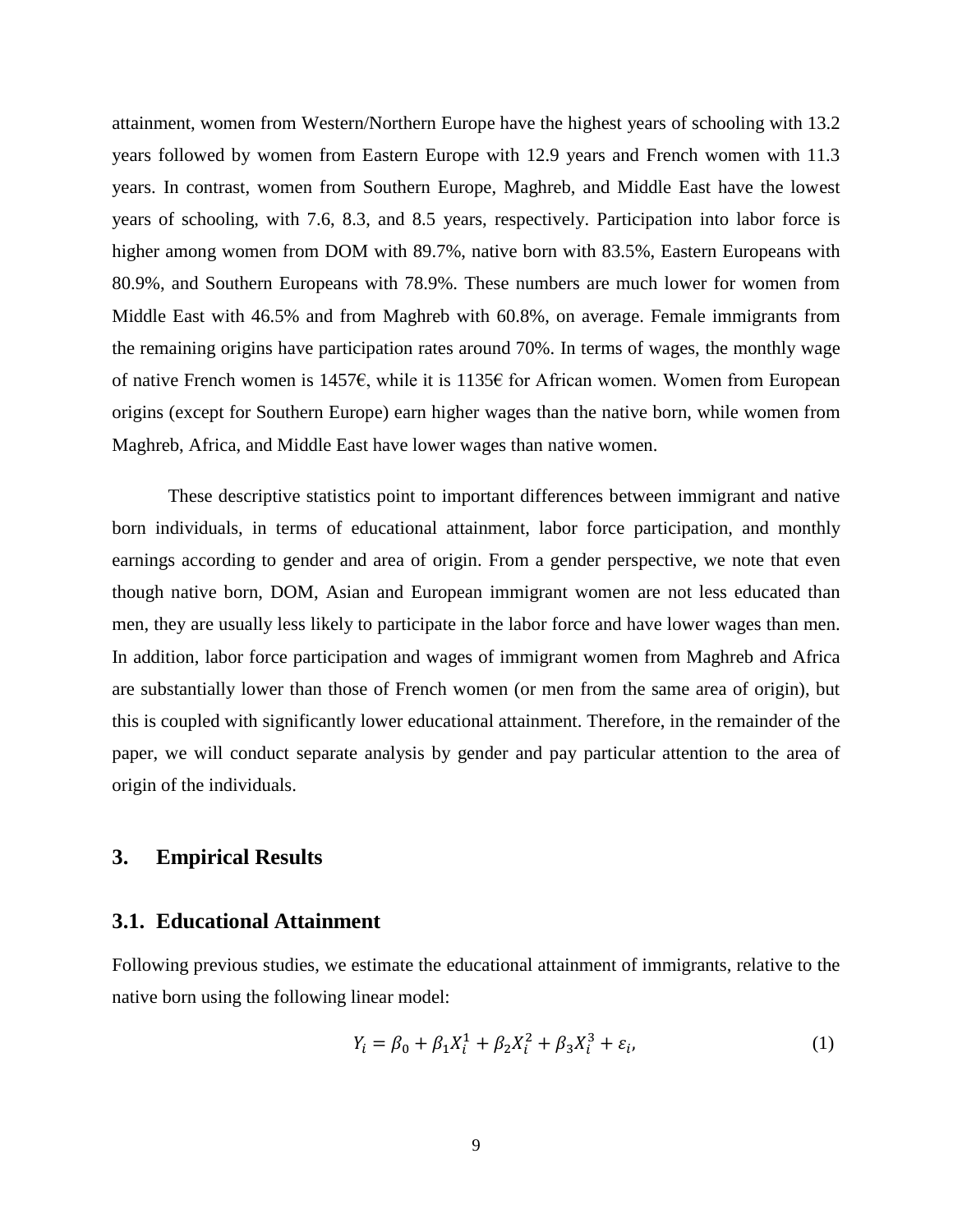attainment, women from Western/Northern Europe have the highest years of schooling with 13.2 years followed by women from Eastern Europe with 12.9 years and French women with 11.3 years. In contrast, women from Southern Europe, Maghreb, and Middle East have the lowest years of schooling, with 7.6, 8.3, and 8.5 years, respectively. Participation into labor force is higher among women from DOM with 89.7%, native born with 83.5%, Eastern Europeans with 80.9%, and Southern Europeans with 78.9%. These numbers are much lower for women from Middle East with 46.5% and from Maghreb with 60.8%, on average. Female immigrants from the remaining origins have participation rates around 70%. In terms of wages, the monthly wage of native French women is 1457€, while it is 1135€ for African women. Women from European origins (except for Southern Europe) earn higher wages than the native born, while women from Maghreb, Africa, and Middle East have lower wages than native women.

These descriptive statistics point to important differences between immigrant and native born individuals, in terms of educational attainment, labor force participation, and monthly earnings according to gender and area of origin. From a gender perspective, we note that even though native born, DOM, Asian and European immigrant women are not less educated than men, they are usually less likely to participate in the labor force and have lower wages than men. In addition, labor force participation and wages of immigrant women from Maghreb and Africa are substantially lower than those of French women (or men from the same area of origin), but this is coupled with significantly lower educational attainment. Therefore, in the remainder of the paper, we will conduct separate analysis by gender and pay particular attention to the area of origin of the individuals.

## 3. Empirical Results

### 3.1. Educational Attainment

Following previous studies, we estimate the educational attainment of immigrants, relative to the native born using the following linear model:

$$Y_i = \beta_0 + \beta_1 X_i^1 + \beta_2 X_i^2 + \beta_3 X_i^3 + \varepsilon_i, \tag{1}$$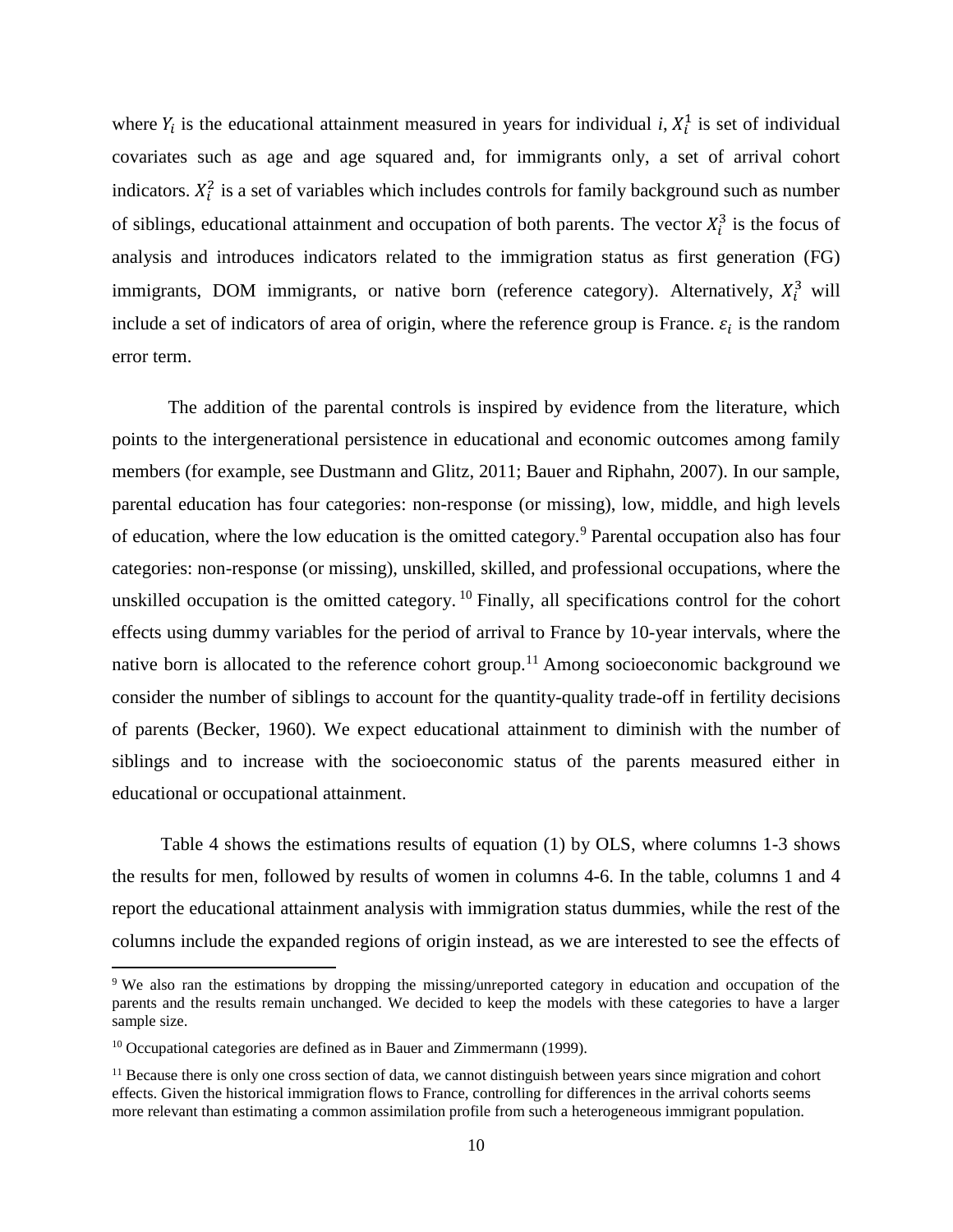where $Y_i$ is the educational attainment measured in years for individual $i$, $X_i^1$ is set of individual covariates such as age and age squared and, for immigrants only, a set of arrival cohort indicators. $X_i^2$ is a set of variables which includes controls for family background such as number of siblings, educational attainment and occupation of both parents. The vector $X_i^3$ is the focus of analysis and introduces indicators related to the immigration status as first generation (FG) immigrants, DOM immigrants, or native born (reference category). Alternatively, $X_i^3$ will include a set of indicators of area of origin, where the reference group is France. $\varepsilon_i$ is the random error term.

The addition of the parental controls is inspired by evidence from the literature, which points to the intergenerational persistence in educational and economic outcomes among family members (for example, see Dustmann and Glitz, 2011; Bauer and Riphahn, 2007). In our sample, parental education has four categories: non-response (or missing), low, middle, and high levels of education, where the low education is the omitted category.[9] Parental occupation also has four categories: non-response (or missing), unskilled, skilled, and professional occupations, where the unskilled occupation is the omitted category.[10] Finally, all specifications control for the cohort effects using dummy variables for the period of arrival to France by 10-year intervals, where the native born is allocated to the reference cohort group.[11] Among socioeconomic background we consider the number of siblings to account for the quantity-quality trade-off in fertility decisions of parents (Becker, 1960). We expect educational attainment to diminish with the number of siblings and to increase with the socioeconomic status of the parents measured either in educational or occupational attainment.

Table 4 shows the estimations results of equation (1) by OLS, where columns 1-3 shows the results for men, followed by results of women in columns 4-6. In the table, columns 1 and 4 report the educational attainment analysis with immigration status dummies, while the rest of the columns include the expanded regions of origin instead, as we are interested to see the effects of

[9] We also ran the estimations by dropping the missing/unreported category in education and occupation of the parents and the results remain unchanged. We decided to keep the models with these categories to have a larger sample size.

[10] Occupational categories are defined as in Bauer and Zimmermann (1999).

[11] Because there is only one cross section of data, we cannot distinguish between years since migration and cohort effects. Given the historical immigration flows to France, controlling for differences in the arrival cohorts seems more relevant than estimating a common assimilation profile from such a heterogeneous immigrant population.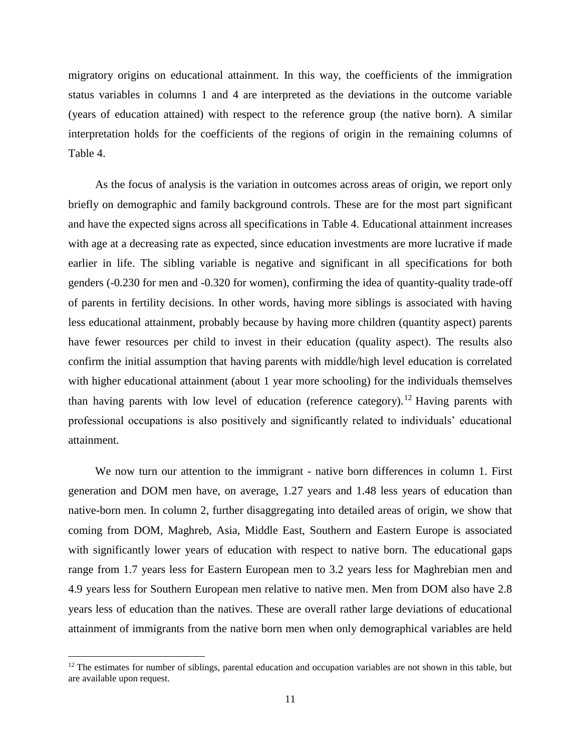migratory origins on educational attainment. In this way, the coefficients of the immigration status variables in columns 1 and 4 are interpreted as the deviations in the outcome variable (years of education attained) with respect to the reference group (the native born). A similar interpretation holds for the coefficients of the regions of origin in the remaining columns of Table 4.

As the focus of analysis is the variation in outcomes across areas of origin, we report only briefly on demographic and family background controls. These are for the most part significant and have the expected signs across all specifications in Table 4. Educational attainment increases with age at a decreasing rate as expected, since education investments are more lucrative if made earlier in life. The sibling variable is negative and significant in all specifications for both genders (-0.230 for men and -0.320 for women), confirming the idea of quantity-quality trade-off of parents in fertility decisions. In other words, having more siblings is associated with having less educational attainment, probably because by having more children (quantity aspect) parents have fewer resources per child to invest in their education (quality aspect). The results also confirm the initial assumption that having parents with middle/high level education is correlated with higher educational attainment (about 1 year more schooling) for the individuals themselves than having parents with low level of education (reference category).[12] Having parents with professional occupations is also positively and significantly related to individuals' educational attainment.

We now turn our attention to the immigrant - native born differences in column 1. First generation and DOM men have, on average, 1.27 years and 1.48 less years of education than native-born men. In column 2, further disaggregating into detailed areas of origin, we show that coming from DOM, Maghreb, Asia, Middle East, Southern and Eastern Europe is associated with significantly lower years of education with respect to native born. The educational gaps range from 1.7 years less for Eastern European men to 3.2 years less for Maghrebian men and 4.9 years less for Southern European men relative to native men. Men from DOM also have 2.8 years less of education than the natives. These are overall rather large deviations of educational attainment of immigrants from the native born men when only demographical variables are held

[12] The estimates for number of siblings, parental education and occupation variables are not shown in this table, but are available upon request.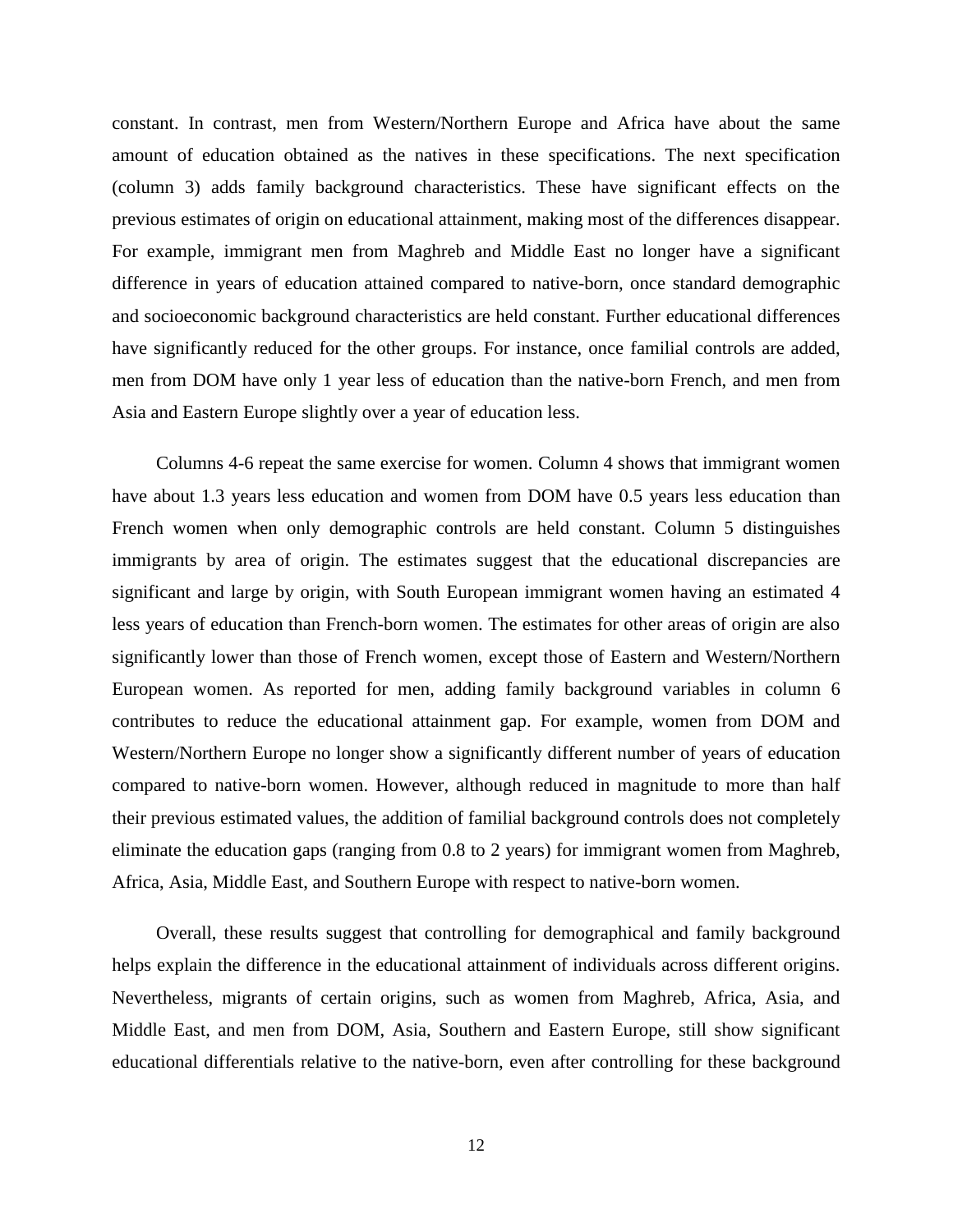constant. In contrast, men from Western/Northern Europe and Africa have about the same amount of education obtained as the natives in these specifications. The next specification (column 3) adds family background characteristics. These have significant effects on the previous estimates of origin on educational attainment, making most of the differences disappear. For example, immigrant men from Maghreb and Middle East no longer have a significant difference in years of education attained compared to native-born, once standard demographic and socioeconomic background characteristics are held constant. Further educational differences have significantly reduced for the other groups. For instance, once familial controls are added, men from DOM have only 1 year less of education than the native-born French, and men from Asia and Eastern Europe slightly over a year of education less.

Columns 4-6 repeat the same exercise for women. Column 4 shows that immigrant women have about 1.3 years less education and women from DOM have 0.5 years less education than French women when only demographic controls are held constant. Column 5 distinguishes immigrants by area of origin. The estimates suggest that the educational discrepancies are significant and large by origin, with South European immigrant women having an estimated 4 less years of education than French-born women. The estimates for other areas of origin are also significantly lower than those of French women, except those of Eastern and Western/Northern European women. As reported for men, adding family background variables in column 6 contributes to reduce the educational attainment gap. For example, women from DOM and Western/Northern Europe no longer show a significantly different number of years of education compared to native-born women. However, although reduced in magnitude to more than half their previous estimated values, the addition of familial background controls does not completely eliminate the education gaps (ranging from 0.8 to 2 years) for immigrant women from Maghreb, Africa, Asia, Middle East, and Southern Europe with respect to native-born women.

Overall, these results suggest that controlling for demographical and family background helps explain the difference in the educational attainment of individuals across different origins. Nevertheless, migrants of certain origins, such as women from Maghreb, Africa, Asia, and Middle East, and men from DOM, Asia, Southern and Eastern Europe, still show significant educational differentials relative to the native-born, even after controlling for these background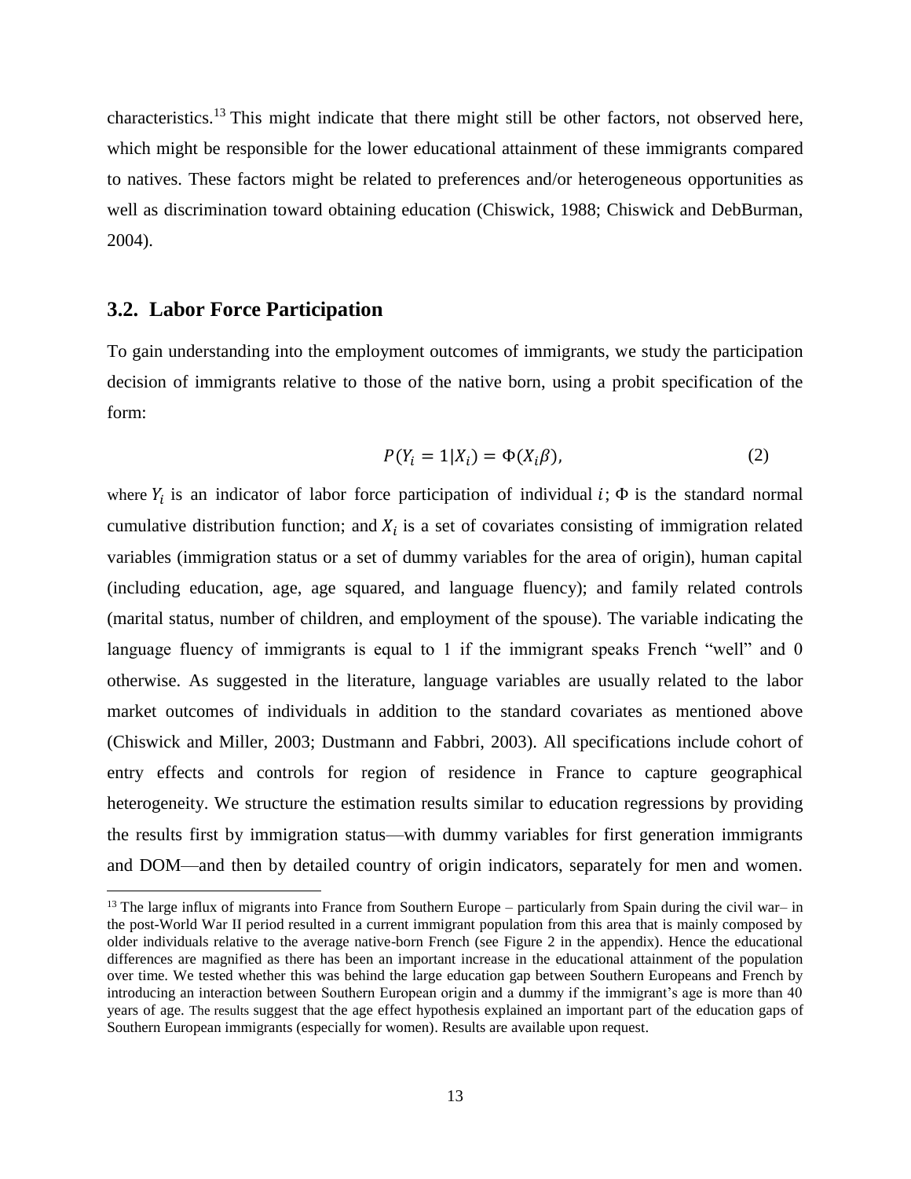characteristics.[13] This might indicate that there might still be other factors, not observed here, which might be responsible for the lower educational attainment of these immigrants compared to natives. These factors might be related to preferences and/or heterogeneous opportunities as well as discrimination toward obtaining education (Chiswick, 1988; Chiswick and DebBurman, 2004).

## 3.2. Labor Force Participation

To gain understanding into the employment outcomes of immigrants, we study the participation decision of immigrants relative to those of the native born, using a probit specification of the form:

$$P(Y_i = 1|X_i) = \Phi(X_i\beta), \tag{2}$$

where $Y_i$ is an indicator of labor force participation of individual $i$; $\Phi$ is the standard normal cumulative distribution function; and $X_i$ is a set of covariates consisting of immigration related variables (immigration status or a set of dummy variables for the area of origin), human capital (including education, age, age squared, and language fluency); and family related controls (marital status, number of children, and employment of the spouse). The variable indicating the language fluency of immigrants is equal to 1 if the immigrant speaks French "well" and 0 otherwise. As suggested in the literature, language variables are usually related to the labor market outcomes of individuals in addition to the standard covariates as mentioned above (Chiswick and Miller, 2003; Dustmann and Fabbri, 2003). All specifications include cohort of entry effects and controls for region of residence in France to capture geographical heterogeneity. We structure the estimation results similar to education regressions by providing the results first by immigration status—with dummy variables for first generation immigrants and DOM—and then by detailed country of origin indicators, separately for men and women.

[13] The large influx of migrants into France from Southern Europe – particularly from Spain during the civil war– in the post-World War II period resulted in a current immigrant population from this area that is mainly composed by older individuals relative to the average native-born French (see Figure 2 in the appendix). Hence the educational differences are magnified as there has been an important increase in the educational attainment of the population over time. We tested whether this was behind the large education gap between Southern Europeans and French by introducing an interaction between Southern European origin and a dummy if the immigrant's age is more than 40 years of age. The results suggest that the age effect hypothesis explained an important part of the education gaps of Southern European immigrants (especially for women). Results are available upon request.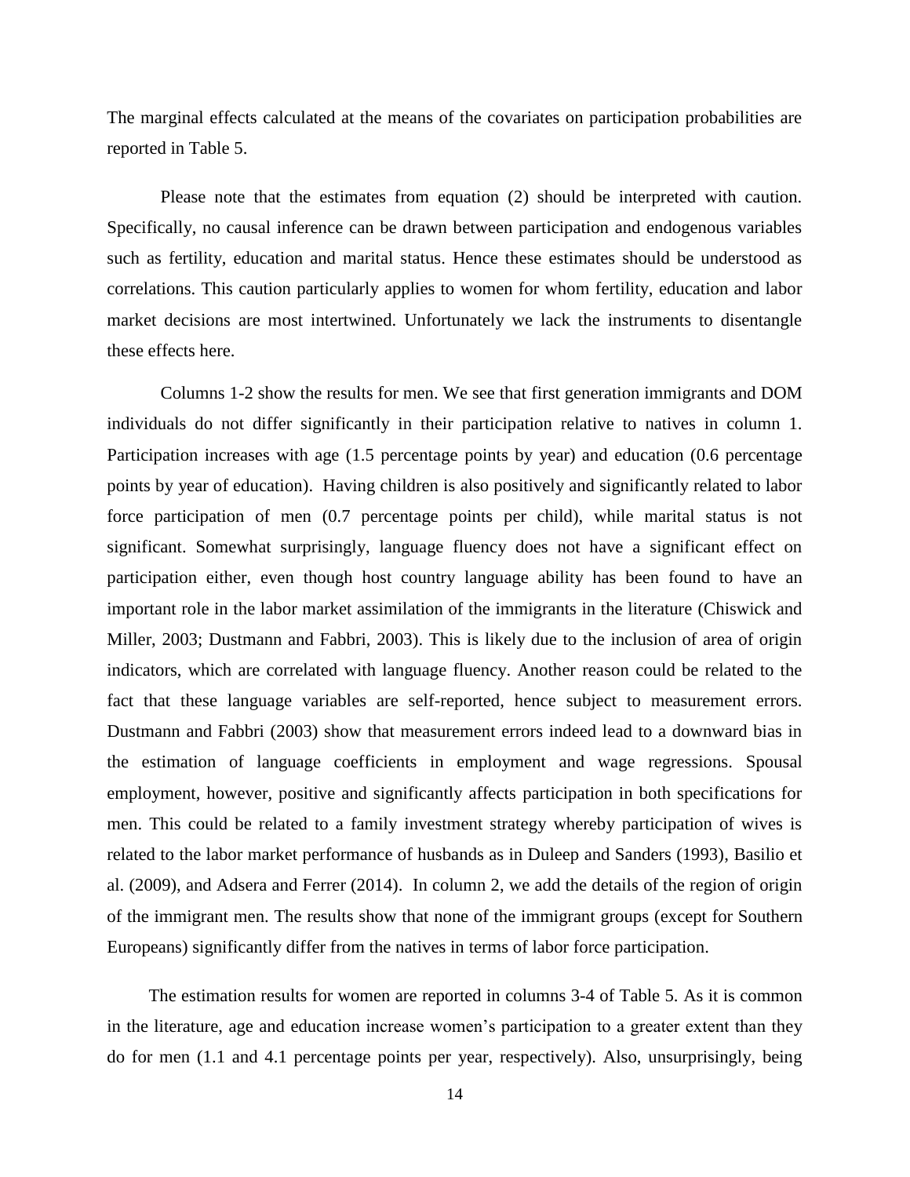The marginal effects calculated at the means of the covariates on participation probabilities are reported in Table 5.

Please note that the estimates from equation (2) should be interpreted with caution. Specifically, no causal inference can be drawn between participation and endogenous variables such as fertility, education and marital status. Hence these estimates should be understood as correlations. This caution particularly applies to women for whom fertility, education and labor market decisions are most intertwined. Unfortunately we lack the instruments to disentangle these effects here.

Columns 1-2 show the results for men. We see that first generation immigrants and DOM individuals do not differ significantly in their participation relative to natives in column 1. Participation increases with age (1.5 percentage points by year) and education (0.6 percentage points by year of education). Having children is also positively and significantly related to labor force participation of men (0.7 percentage points per child), while marital status is not significant. Somewhat surprisingly, language fluency does not have a significant effect on participation either, even though host country language ability has been found to have an important role in the labor market assimilation of the immigrants in the literature (Chiswick and Miller, 2003; Dustmann and Fabbri, 2003). This is likely due to the inclusion of area of origin indicators, which are correlated with language fluency. Another reason could be related to the fact that these language variables are self-reported, hence subject to measurement errors. Dustmann and Fabbri (2003) show that measurement errors indeed lead to a downward bias in the estimation of language coefficients in employment and wage regressions. Spousal employment, however, positive and significantly affects participation in both specifications for men. This could be related to a family investment strategy whereby participation of wives is related to the labor market performance of husbands as in Duleep and Sanders (1993), Basilio et al. (2009), and Adsera and Ferrer (2014). In column 2, we add the details of the region of origin of the immigrant men. The results show that none of the immigrant groups (except for Southern Europeans) significantly differ from the natives in terms of labor force participation.

The estimation results for women are reported in columns 3-4 of Table 5. As it is common in the literature, age and education increase women's participation to a greater extent than they do for men (1.1 and 4.1 percentage points per year, respectively). Also, unsurprisingly, being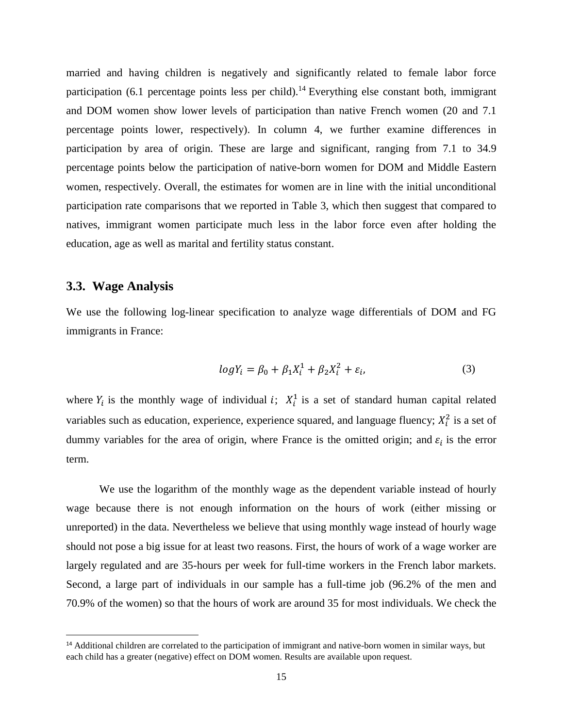married and having children is negatively and significantly related to female labor force participation (6.1 percentage points less per child).[14] Everything else constant both, immigrant and DOM women show lower levels of participation than native French women (20 and 7.1 percentage points lower, respectively). In column 4, we further examine differences in participation by area of origin. These are large and significant, ranging from 7.1 to 34.9 percentage points below the participation of native-born women for DOM and Middle Eastern women, respectively. Overall, the estimates for women are in line with the initial unconditional participation rate comparisons that we reported in Table 3, which then suggest that compared to natives, immigrant women participate much less in the labor force even after holding the education, age as well as marital and fertility status constant.

### 3.3. Wage Analysis

We use the following log-linear specification to analyze wage differentials of DOM and FG immigrants in France:

$$logY_i = \beta_0 + \beta_1 X_i^1 + \beta_2 X_i^2 + \varepsilon_i, \quad (3)$$

where $Y_i$ is the monthly wage of individual $i$; $X_i^1$ is a set of standard human capital related variables such as education, experience, experience squared, and language fluency; $X_i^2$ is a set of dummy variables for the area of origin, where France is the omitted origin; and $\varepsilon_i$ is the error term.

We use the logarithm of the monthly wage as the dependent variable instead of hourly wage because there is not enough information on the hours of work (either missing or unreported) in the data. Nevertheless we believe that using monthly wage instead of hourly wage should not pose a big issue for at least two reasons. First, the hours of work of a wage worker are largely regulated and are 35-hours per week for full-time workers in the French labor markets. Second, a large part of individuals in our sample has a full-time job (96.2% of the men and 70.9% of the women) so that the hours of work are around 35 for most individuals. We check the

[14] Additional children are correlated to the participation of immigrant and native-born women in similar ways, but each child has a greater (negative) effect on DOM women. Results are available upon request.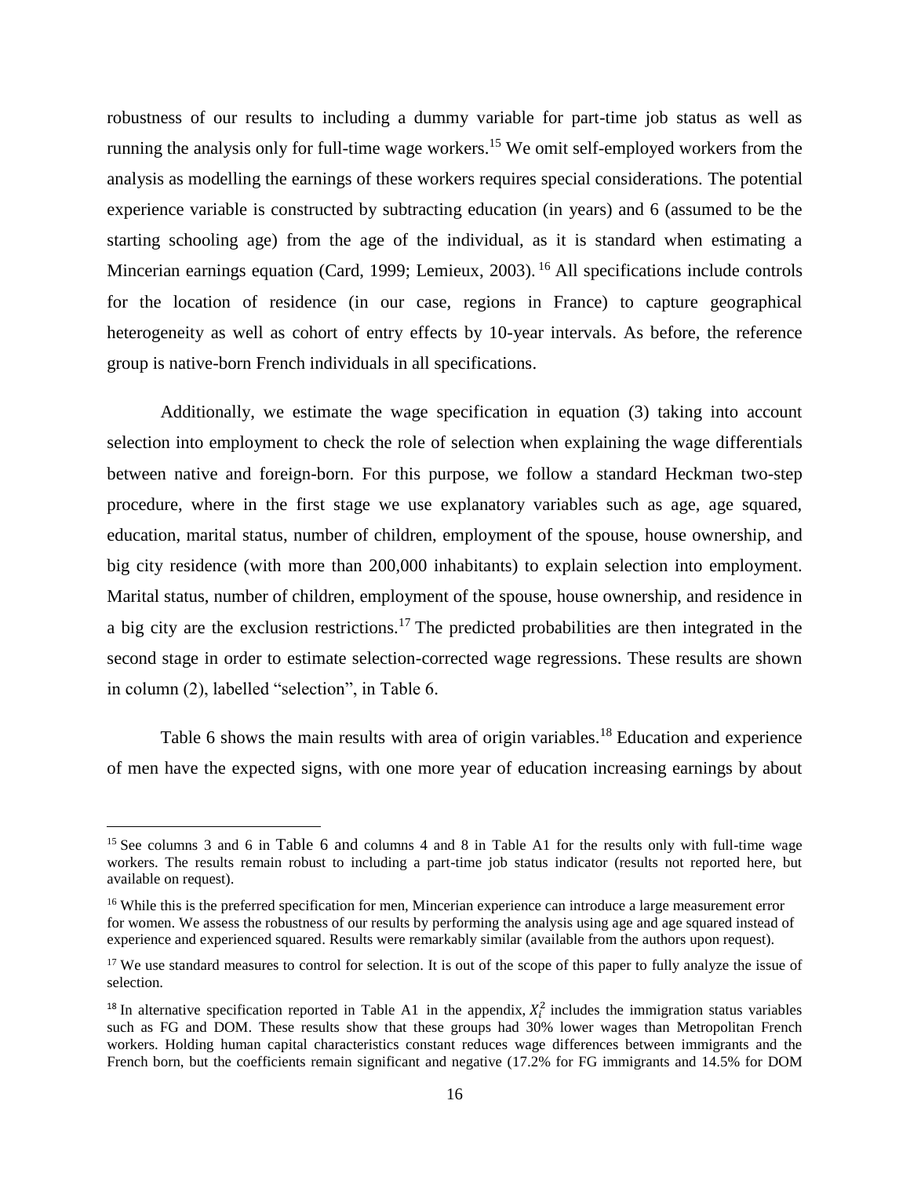robustness of our results to including a dummy variable for part-time job status as well as running the analysis only for full-time wage workers.[15] We omit self-employed workers from the analysis as modelling the earnings of these workers requires special considerations. The potential experience variable is constructed by subtracting education (in years) and 6 (assumed to be the starting schooling age) from the age of the individual, as it is standard when estimating a Mincerian earnings equation (Card, 1999; Lemieux, 2003).[16] All specifications include controls for the location of residence (in our case, regions in France) to capture geographical heterogeneity as well as cohort of entry effects by 10-year intervals. As before, the reference group is native-born French individuals in all specifications.

Additionally, we estimate the wage specification in equation (3) taking into account selection into employment to check the role of selection when explaining the wage differentials between native and foreign-born. For this purpose, we follow a standard Heckman two-step procedure, where in the first stage we use explanatory variables such as age, age squared, education, marital status, number of children, employment of the spouse, house ownership, and big city residence (with more than 200,000 inhabitants) to explain selection into employment. Marital status, number of children, employment of the spouse, house ownership, and residence in a big city are the exclusion restrictions.[17] The predicted probabilities are then integrated in the second stage in order to estimate selection-corrected wage regressions. These results are shown in column (2), labelled "selection", in Table 6.

Table 6 shows the main results with area of origin variables.[18] Education and experience of men have the expected signs, with one more year of education increasing earnings by about

---

[15] See columns 3 and 6 in Table 6 and columns 4 and 8 in Table A1 for the results only with full-time wage workers. The results remain robust to including a part-time job status indicator (results not reported here, but available on request).

[16] While this is the preferred specification for men, Mincerian experience can introduce a large measurement error for women. We assess the robustness of our results by performing the analysis using age and age squared instead of experience and experienced squared. Results were remarkably similar (available from the authors upon request).

[17] We use standard measures to control for selection. It is out of the scope of this paper to fully analyze the issue of selection.

[18] In alternative specification reported in Table A1 in the appendix, $X_i^2$ includes the immigration status variables such as FG and DOM. These results show that these groups had 30% lower wages than Metropolitan French workers. Holding human capital characteristics constant reduces wage differences between immigrants and the French born, but the coefficients remain significant and negative (17.2% for FG immigrants and 14.5% for DOM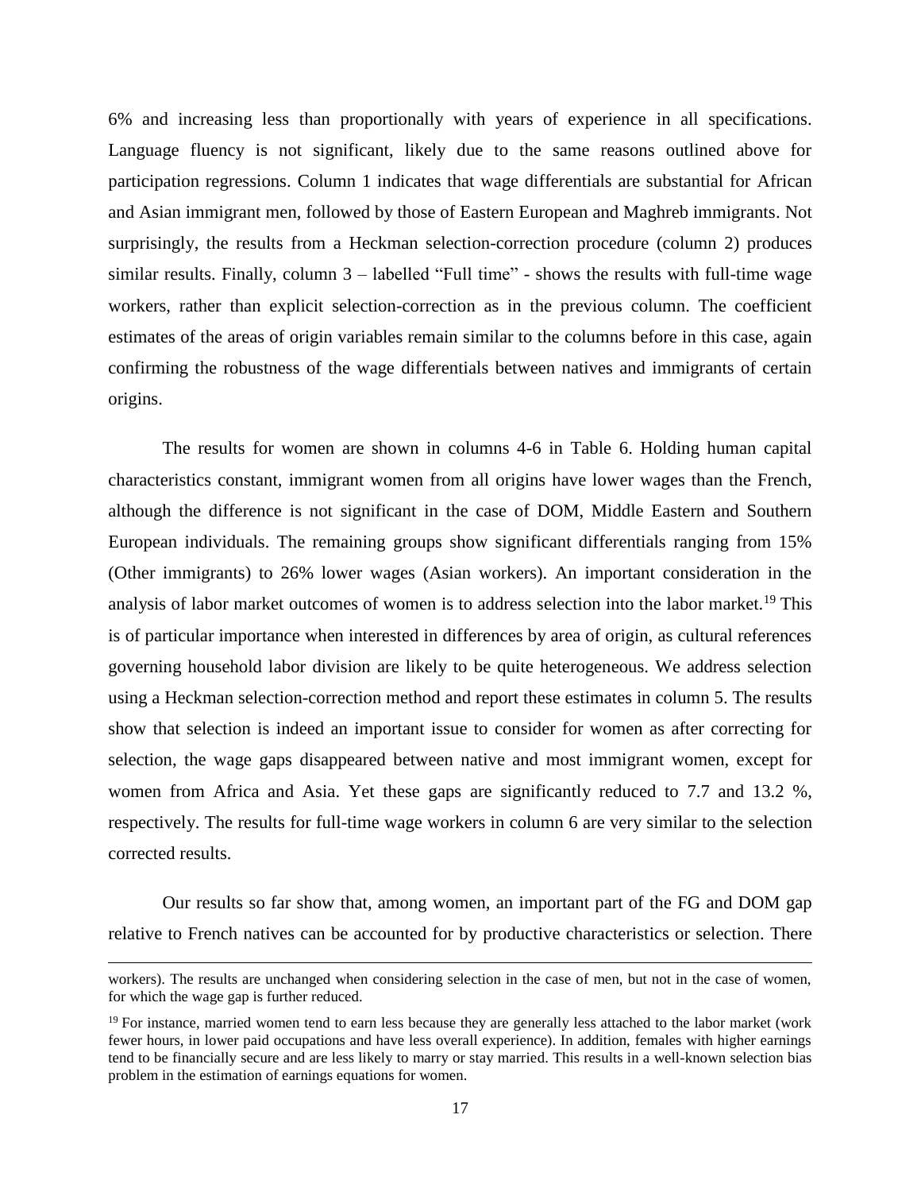6% and increasing less than proportionally with years of experience in all specifications. Language fluency is not significant, likely due to the same reasons outlined above for participation regressions. Column 1 indicates that wage differentials are substantial for African and Asian immigrant men, followed by those of Eastern European and Maghreb immigrants. Not surprisingly, the results from a Heckman selection-correction procedure (column 2) produces similar results. Finally, column 3 – labelled "Full time" - shows the results with full-time wage workers, rather than explicit selection-correction as in the previous column. The coefficient estimates of the areas of origin variables remain similar to the columns before in this case, again confirming the robustness of the wage differentials between natives and immigrants of certain origins.

The results for women are shown in columns 4-6 in Table 6. Holding human capital characteristics constant, immigrant women from all origins have lower wages than the French, although the difference is not significant in the case of DOM, Middle Eastern and Southern European individuals. The remaining groups show significant differentials ranging from 15% (Other immigrants) to 26% lower wages (Asian workers). An important consideration in the analysis of labor market outcomes of women is to address selection into the labor market.[19] This is of particular importance when interested in differences by area of origin, as cultural references governing household labor division are likely to be quite heterogeneous. We address selection using a Heckman selection-correction method and report these estimates in column 5. The results show that selection is indeed an important issue to consider for women as after correcting for selection, the wage gaps disappeared between native and most immigrant women, except for women from Africa and Asia. Yet these gaps are significantly reduced to 7.7 and 13.2 %, respectively. The results for full-time wage workers in column 6 are very similar to the selection corrected results.

Our results so far show that, among women, an important part of the FG and DOM gap relative to French natives can be accounted for by productive characteristics or selection. There

---

workers). The results are unchanged when considering selection in the case of men, but not in the case of women, for which the wage gap is further reduced.

[19] For instance, married women tend to earn less because they are generally less attached to the labor market (work fewer hours, in lower paid occupations and have less overall experience). In addition, females with higher earnings tend to be financially secure and are less likely to marry or stay married. This results in a well-known selection bias problem in the estimation of earnings equations for women.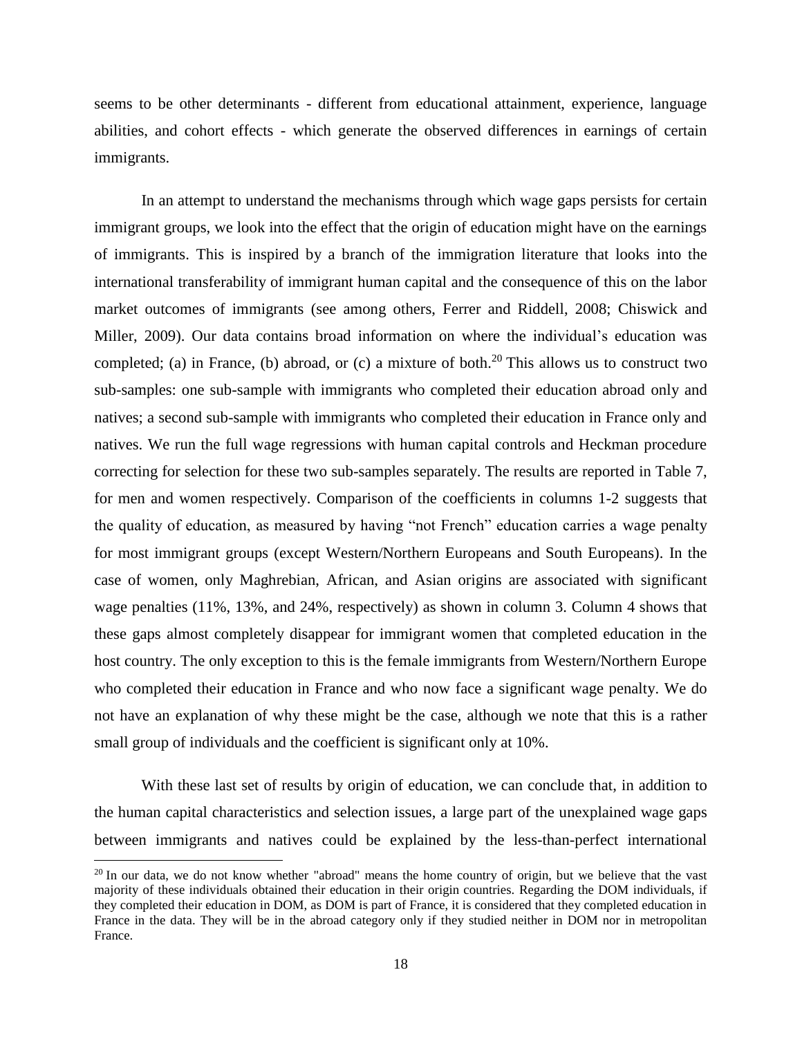seems to be other determinants - different from educational attainment, experience, language abilities, and cohort effects - which generate the observed differences in earnings of certain immigrants.

In an attempt to understand the mechanisms through which wage gaps persists for certain immigrant groups, we look into the effect that the origin of education might have on the earnings of immigrants. This is inspired by a branch of the immigration literature that looks into the international transferability of immigrant human capital and the consequence of this on the labor market outcomes of immigrants (see among others, Ferrer and Riddell, 2008; Chiswick and Miller, 2009). Our data contains broad information on where the individual's education was completed; (a) in France, (b) abroad, or (c) a mixture of both.[20] This allows us to construct two sub-samples: one sub-sample with immigrants who completed their education abroad only and natives; a second sub-sample with immigrants who completed their education in France only and natives. We run the full wage regressions with human capital controls and Heckman procedure correcting for selection for these two sub-samples separately. The results are reported in Table 7, for men and women respectively. Comparison of the coefficients in columns 1-2 suggests that the quality of education, as measured by having "not French" education carries a wage penalty for most immigrant groups (except Western/Northern Europeans and South Europeans). In the case of women, only Maghrebian, African, and Asian origins are associated with significant wage penalties (11%, 13%, and 24%, respectively) as shown in column 3. Column 4 shows that these gaps almost completely disappear for immigrant women that completed education in the host country. The only exception to this is the female immigrants from Western/Northern Europe who completed their education in France and who now face a significant wage penalty. We do not have an explanation of why these might be the case, although we note that this is a rather small group of individuals and the coefficient is significant only at 10%.

With these last set of results by origin of education, we can conclude that, in addition to the human capital characteristics and selection issues, a large part of the unexplained wage gaps between immigrants and natives could be explained by the less-than-perfect international

[20] In our data, we do not know whether "abroad" means the home country of origin, but we believe that the vast majority of these individuals obtained their education in their origin countries. Regarding the DOM individuals, if they completed their education in DOM, as DOM is part of France, it is considered that they completed education in France in the data. They will be in the abroad category only if they studied neither in DOM nor in metropolitan France.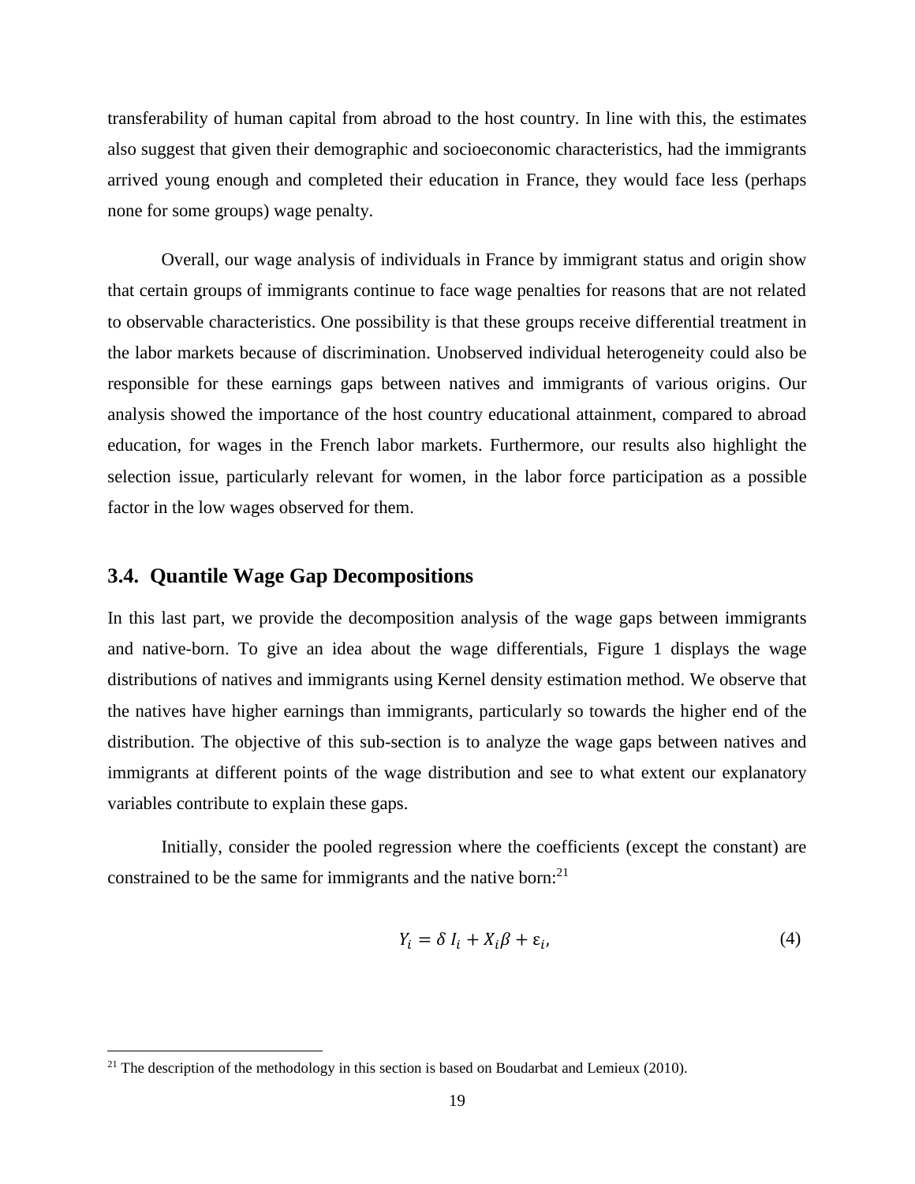transferability of human capital from abroad to the host country. In line with this, the estimates also suggest that given their demographic and socioeconomic characteristics, had the immigrants arrived young enough and completed their education in France, they would face less (perhaps none for some groups) wage penalty.

Overall, our wage analysis of individuals in France by immigrant status and origin show that certain groups of immigrants continue to face wage penalties for reasons that are not related to observable characteristics. One possibility is that these groups receive differential treatment in the labor markets because of discrimination. Unobserved individual heterogeneity could also be responsible for these earnings gaps between natives and immigrants of various origins. Our analysis showed the importance of the host country educational attainment, compared to abroad education, for wages in the French labor markets. Furthermore, our results also highlight the selection issue, particularly relevant for women, in the labor force participation as a possible factor in the low wages observed for them.

### 3.4. Quantile Wage Gap Decompositions

In this last part, we provide the decomposition analysis of the wage gaps between immigrants and native-born. To give an idea about the wage differentials, Figure 1 displays the wage distributions of natives and immigrants using Kernel density estimation method. We observe that the natives have higher earnings than immigrants, particularly so towards the higher end of the distribution. The objective of this sub-section is to analyze the wage gaps between natives and immigrants at different points of the wage distribution and see to what extent our explanatory variables contribute to explain these gaps.

Initially, consider the pooled regression where the coefficients (except the constant) are constrained to be the same for immigrants and the native born:[21]

$$Y_i = \delta \, I_i + X_i \beta + \varepsilon_i, \tag{4}$$

[21] The description of the methodology in this section is based on Boudarbat and Lemieux (2010).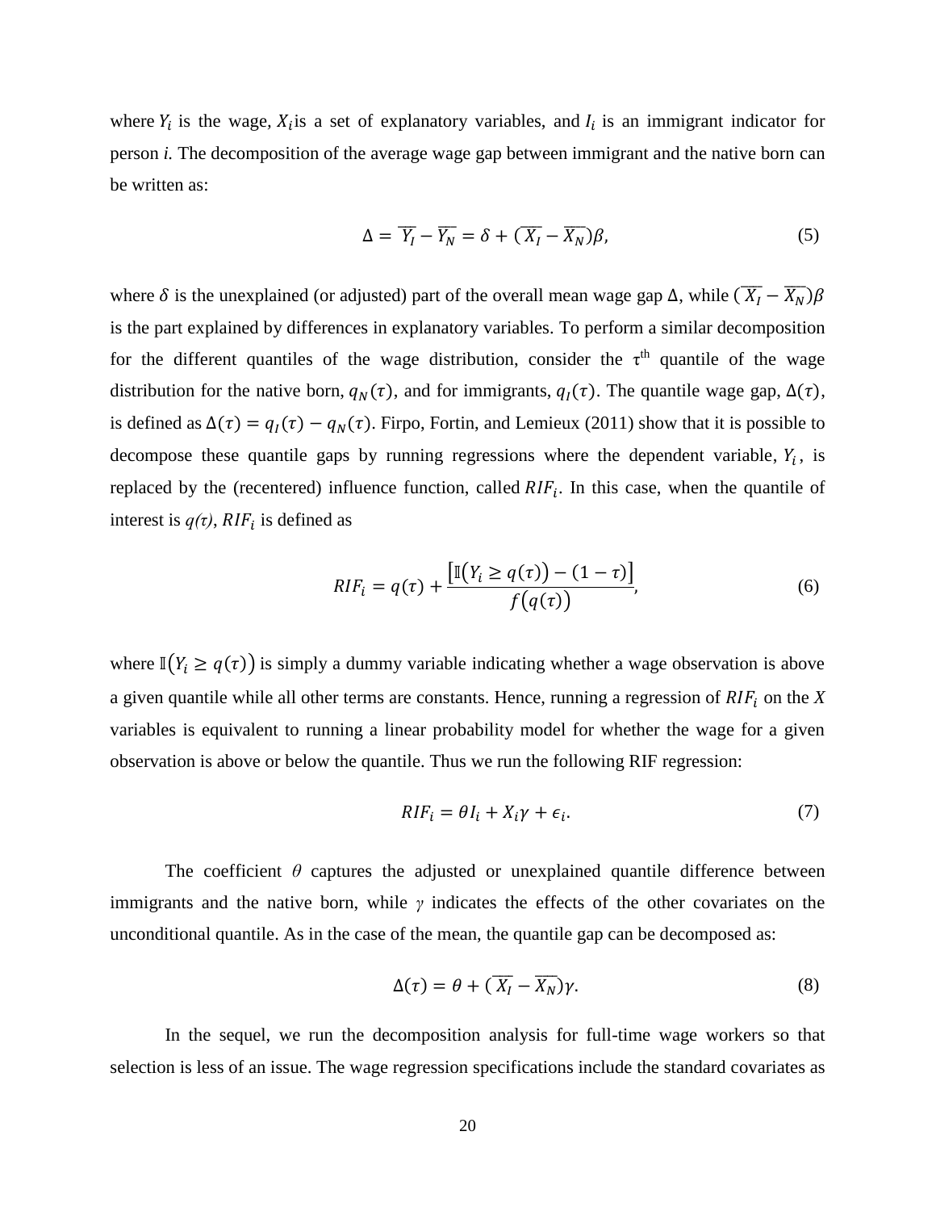where $Y_i$ is the wage, $X_i$ is a set of explanatory variables, and $I_i$ is an immigrant indicator for person *i.* The decomposition of the average wage gap between immigrant and the native born can be written as:

$$\Delta = \overline{Y_I} - \overline{Y_N} = \delta + (\overline{X_I} - \overline{X_N})\beta, \tag{5}$$

where $\delta$ is the unexplained (or adjusted) part of the overall mean wage gap $\Delta$, while $(\overline{X_I} - \overline{X_N})\beta$ is the part explained by differences in explanatory variables. To perform a similar decomposition for the different quantiles of the wage distribution, consider the $\tau^{\text{th}}$ quantile of the wage distribution for the native born, $q_N(\tau)$, and for immigrants, $q_I(\tau)$. The quantile wage gap, $\Delta(\tau)$, is defined as $\Delta(\tau) = q_I(\tau) - q_N(\tau)$. Firpo, Fortin, and Lemieux (2011) show that it is possible to decompose these quantile gaps by running regressions where the dependent variable, $Y_i$, is replaced by the (recentered) influence function, called $RIF_i$. In this case, when the quantile of interest is $q(\tau)$, $RIF_i$ is defined as

$$RIF_i = q(\tau) + \frac{\left[\mathbb{I}\left(Y_i \geq q(\tau)\right) - (1 - \tau)\right]}{f\left(q(\tau)\right)}, \tag{6}$$

where $\mathbb{I}\left(Y_i \geq q(\tau)\right)$ is simply a dummy variable indicating whether a wage observation is above a given quantile while all other terms are constants. Hence, running a regression of $RIF_i$ on the $X$ variables is equivalent to running a linear probability model for whether the wage for a given observation is above or below the quantile. Thus we run the following RIF regression:

$$RIF_i = \theta I_i + X_i\gamma + \epsilon_i. \tag{7}$$

The coefficient $\theta$ captures the adjusted or unexplained quantile difference between immigrants and the native born, while $\gamma$ indicates the effects of the other covariates on the unconditional quantile. As in the case of the mean, the quantile gap can be decomposed as:

$$\Delta(\tau) = \theta + (\overline{X_I} - \overline{X_N})\gamma. \tag{8}$$

In the sequel, we run the decomposition analysis for full-time wage workers so that selection is less of an issue. The wage regression specifications include the standard covariates as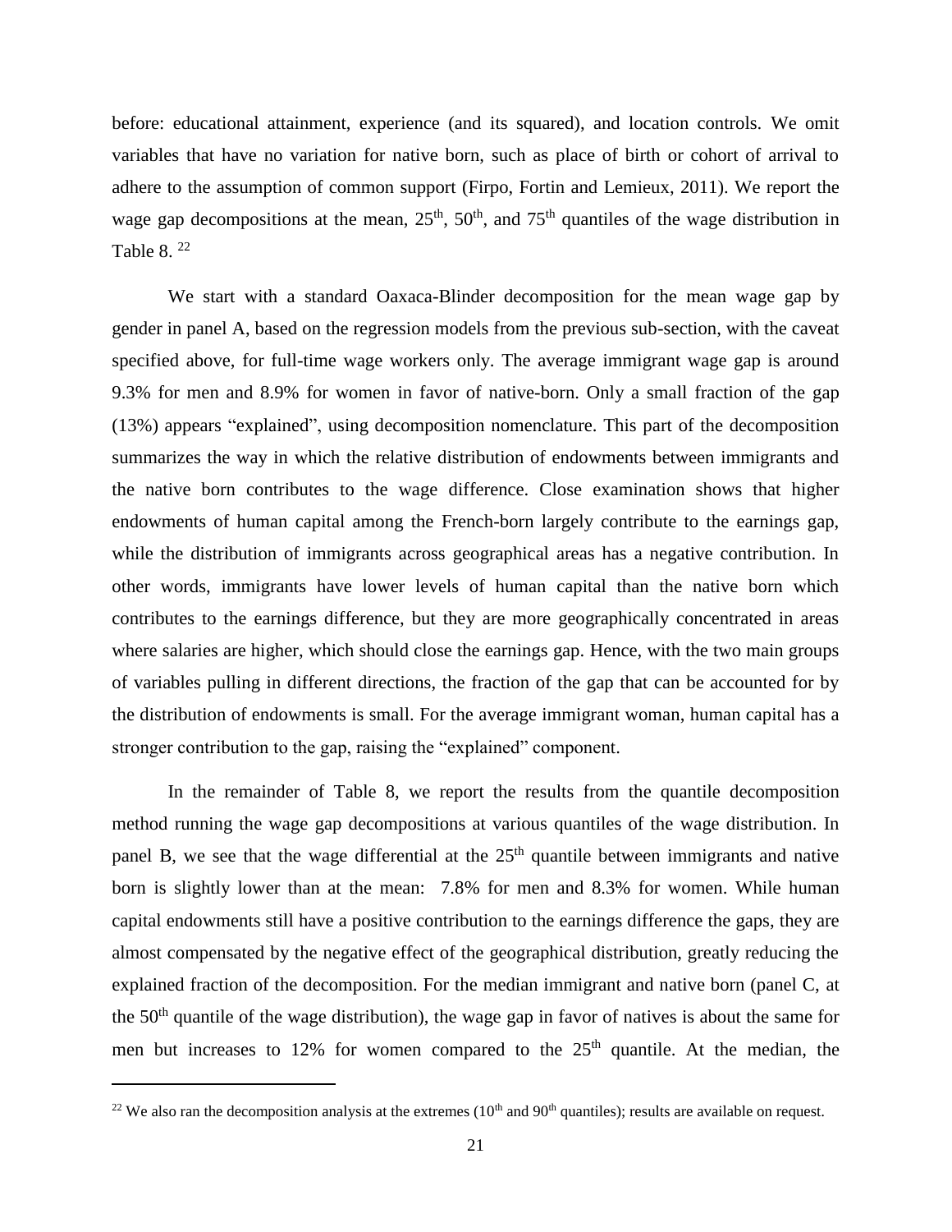before: educational attainment, experience (and its squared), and location controls. We omit variables that have no variation for native born, such as place of birth or cohort of arrival to adhere to the assumption of common support (Firpo, Fortin and Lemieux, 2011). We report the wage gap decompositions at the mean, 25th, 50th, and 75th quantiles of the wage distribution in Table 8. [22]

We start with a standard Oaxaca-Blinder decomposition for the mean wage gap by gender in panel A, based on the regression models from the previous sub-section, with the caveat specified above, for full-time wage workers only. The average immigrant wage gap is around 9.3% for men and 8.9% for women in favor of native-born. Only a small fraction of the gap (13%) appears "explained", using decomposition nomenclature. This part of the decomposition summarizes the way in which the relative distribution of endowments between immigrants and the native born contributes to the wage difference. Close examination shows that higher endowments of human capital among the French-born largely contribute to the earnings gap, while the distribution of immigrants across geographical areas has a negative contribution. In other words, immigrants have lower levels of human capital than the native born which contributes to the earnings difference, but they are more geographically concentrated in areas where salaries are higher, which should close the earnings gap. Hence, with the two main groups of variables pulling in different directions, the fraction of the gap that can be accounted for by the distribution of endowments is small. For the average immigrant woman, human capital has a stronger contribution to the gap, raising the "explained" component.

In the remainder of Table 8, we report the results from the quantile decomposition method running the wage gap decompositions at various quantiles of the wage distribution. In panel B, we see that the wage differential at the 25th quantile between immigrants and native born is slightly lower than at the mean: 7.8% for men and 8.3% for women. While human capital endowments still have a positive contribution to the earnings difference the gaps, they are almost compensated by the negative effect of the geographical distribution, greatly reducing the explained fraction of the decomposition. For the median immigrant and native born (panel C, at the 50th quantile of the wage distribution), the wage gap in favor of natives is about the same for men but increases to 12% for women compared to the 25th quantile. At the median, the

[22] We also ran the decomposition analysis at the extremes (10th and 90th quantiles); results are available on request.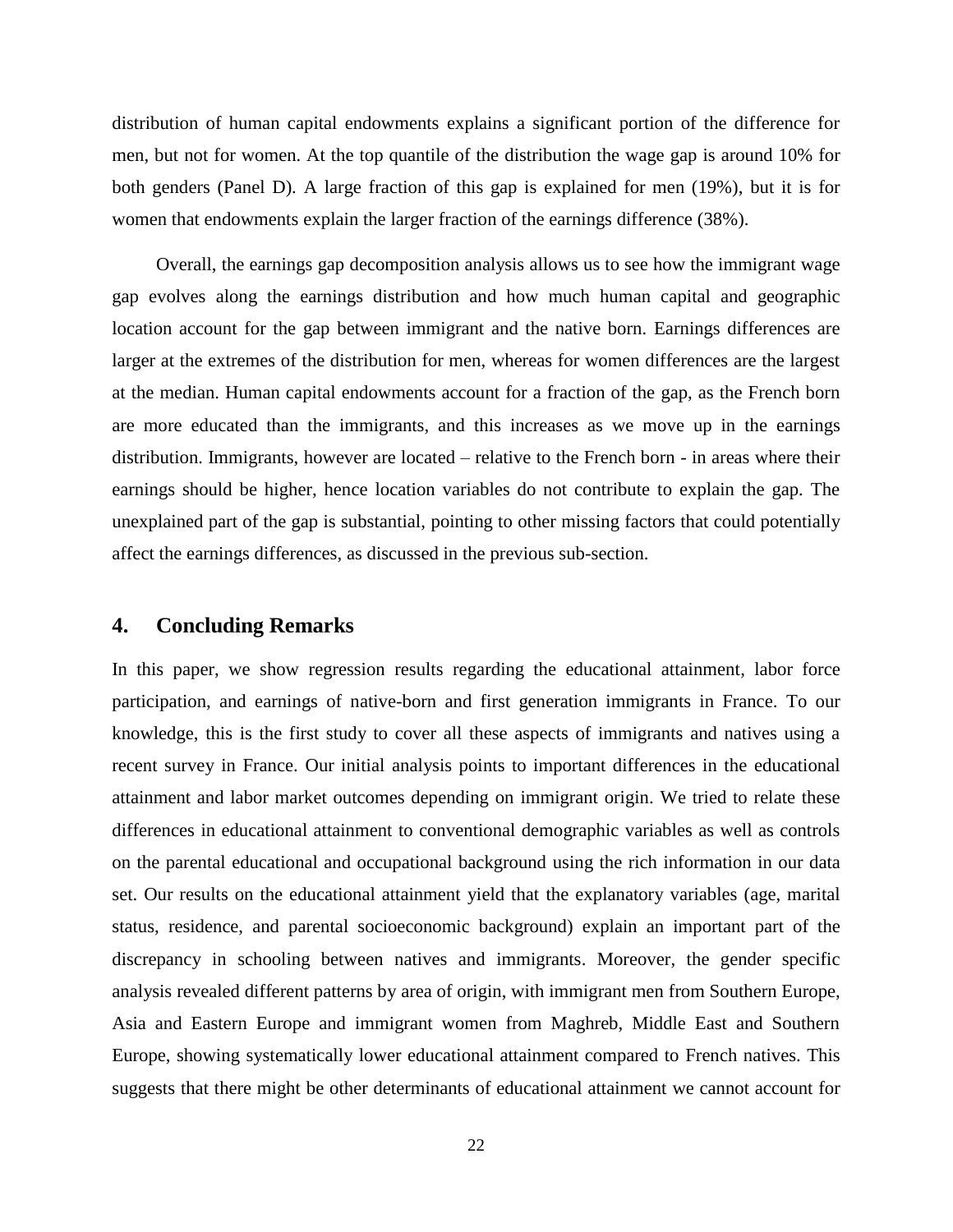distribution of human capital endowments explains a significant portion of the difference for men, but not for women. At the top quantile of the distribution the wage gap is around 10% for both genders (Panel D). A large fraction of this gap is explained for men (19%), but it is for women that endowments explain the larger fraction of the earnings difference (38%).

Overall, the earnings gap decomposition analysis allows us to see how the immigrant wage gap evolves along the earnings distribution and how much human capital and geographic location account for the gap between immigrant and the native born. Earnings differences are larger at the extremes of the distribution for men, whereas for women differences are the largest at the median. Human capital endowments account for a fraction of the gap, as the French born are more educated than the immigrants, and this increases as we move up in the earnings distribution. Immigrants, however are located – relative to the French born - in areas where their earnings should be higher, hence location variables do not contribute to explain the gap. The unexplained part of the gap is substantial, pointing to other missing factors that could potentially affect the earnings differences, as discussed in the previous sub-section.

## 4. Concluding Remarks

In this paper, we show regression results regarding the educational attainment, labor force participation, and earnings of native-born and first generation immigrants in France. To our knowledge, this is the first study to cover all these aspects of immigrants and natives using a recent survey in France. Our initial analysis points to important differences in the educational attainment and labor market outcomes depending on immigrant origin. We tried to relate these differences in educational attainment to conventional demographic variables as well as controls on the parental educational and occupational background using the rich information in our data set. Our results on the educational attainment yield that the explanatory variables (age, marital status, residence, and parental socioeconomic background) explain an important part of the discrepancy in schooling between natives and immigrants. Moreover, the gender specific analysis revealed different patterns by area of origin, with immigrant men from Southern Europe, Asia and Eastern Europe and immigrant women from Maghreb, Middle East and Southern Europe, showing systematically lower educational attainment compared to French natives. This suggests that there might be other determinants of educational attainment we cannot account for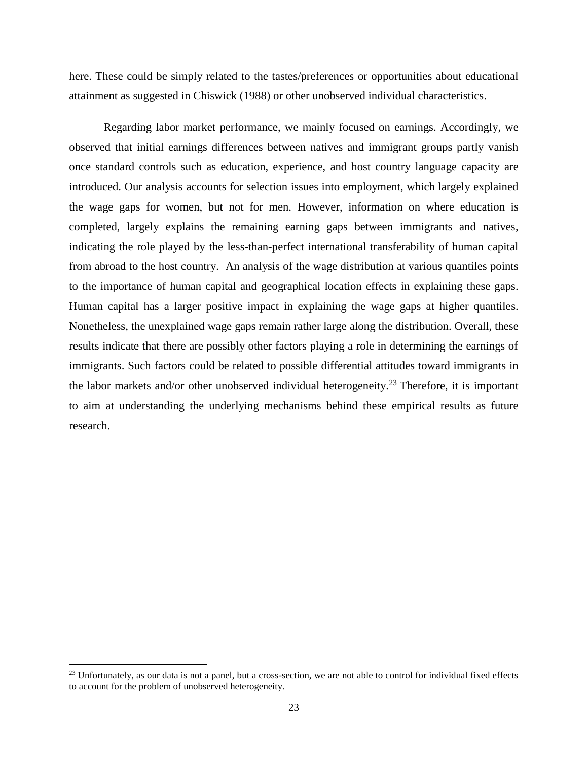here. These could be simply related to the tastes/preferences or opportunities about educational attainment as suggested in Chiswick (1988) or other unobserved individual characteristics.

Regarding labor market performance, we mainly focused on earnings. Accordingly, we observed that initial earnings differences between natives and immigrant groups partly vanish once standard controls such as education, experience, and host country language capacity are introduced. Our analysis accounts for selection issues into employment, which largely explained the wage gaps for women, but not for men. However, information on where education is completed, largely explains the remaining earning gaps between immigrants and natives, indicating the role played by the less-than-perfect international transferability of human capital from abroad to the host country. An analysis of the wage distribution at various quantiles points to the importance of human capital and geographical location effects in explaining these gaps. Human capital has a larger positive impact in explaining the wage gaps at higher quantiles. Nonetheless, the unexplained wage gaps remain rather large along the distribution. Overall, these results indicate that there are possibly other factors playing a role in determining the earnings of immigrants. Such factors could be related to possible differential attitudes toward immigrants in the labor markets and/or other unobserved individual heterogeneity.[23] Therefore, it is important to aim at understanding the underlying mechanisms behind these empirical results as future research.

---

[23] Unfortunately, as our data is not a panel, but a cross-section, we are not able to control for individual fixed effects to account for the problem of unobserved heterogeneity.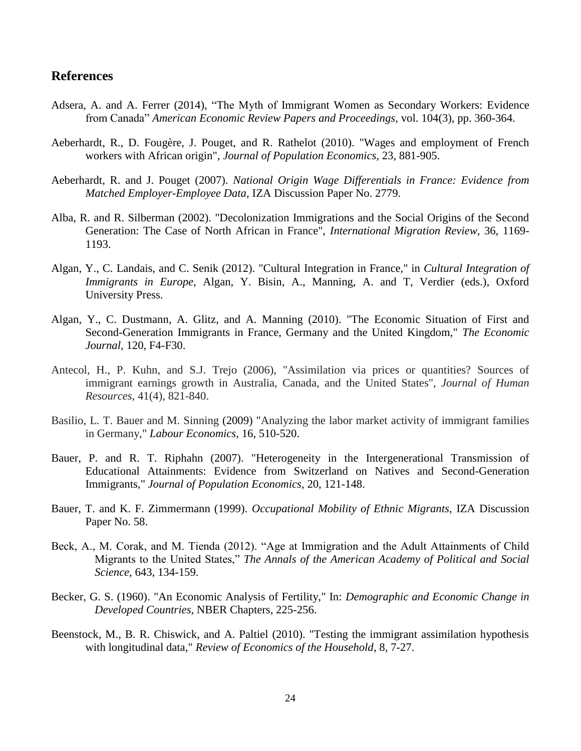## References

Adsera, A. and A. Ferrer (2014), "The Myth of Immigrant Women as Secondary Workers: Evidence from Canada" *American Economic Review Papers and Proceedings*, vol. 104(3), pp. 360-364.

Aeberhardt, R., D. Fougère, J. Pouget, and R. Rathelot (2010). "Wages and employment of French workers with African origin", *Journal of Population Economics*, 23, 881-905.

Aeberhardt, R. and J. Pouget (2007). *National Origin Wage Differentials in France: Evidence from Matched Employer-Employee Data*, IZA Discussion Paper No. 2779.

Alba, R. and R. Silberman (2002). "Decolonization Immigrations and the Social Origins of the Second Generation: The Case of North African in France", *International Migration Review*, 36, 1169-1193.

Algan, Y., C. Landais, and C. Senik (2012). "Cultural Integration in France," in *Cultural Integration of Immigrants in Europe*, Algan, Y. Bisin, A., Manning, A. and T, Verdier (eds.), Oxford University Press.

Algan, Y., C. Dustmann, A. Glitz, and A. Manning (2010). "The Economic Situation of First and Second-Generation Immigrants in France, Germany and the United Kingdom," *The Economic Journal*, 120, F4-F30.

Antecol, H., P. Kuhn, and S.J. Trejo (2006), "Assimilation via prices or quantities? Sources of immigrant earnings growth in Australia, Canada, and the United States", *Journal of Human Resources*, 41(4), 821-840.

Basilio, L. T. Bauer and M. Sinning (2009) "Analyzing the labor market activity of immigrant families in Germany," *Labour Economics*, 16, 510-520.

Bauer, P. and R. T. Riphahn (2007). "Heterogeneity in the Intergenerational Transmission of Educational Attainments: Evidence from Switzerland on Natives and Second-Generation Immigrants," *Journal of Population Economics*, 20, 121-148.

Bauer, T. and K. F. Zimmermann (1999). *Occupational Mobility of Ethnic Migrants*, IZA Discussion Paper No. 58.

Beck, A., M. Corak, and M. Tienda (2012). "Age at Immigration and the Adult Attainments of Child Migrants to the United States," *The Annals of the American Academy of Political and Social Science*, 643, 134-159.

Becker, G. S. (1960). "An Economic Analysis of Fertility," In: *Demographic and Economic Change in Developed Countries*, NBER Chapters, 225-256.

Beenstock, M., B. R. Chiswick, and A. Paltiel (2010). "Testing the immigrant assimilation hypothesis with longitudinal data," *Review of Economics of the Household*, 8, 7-27.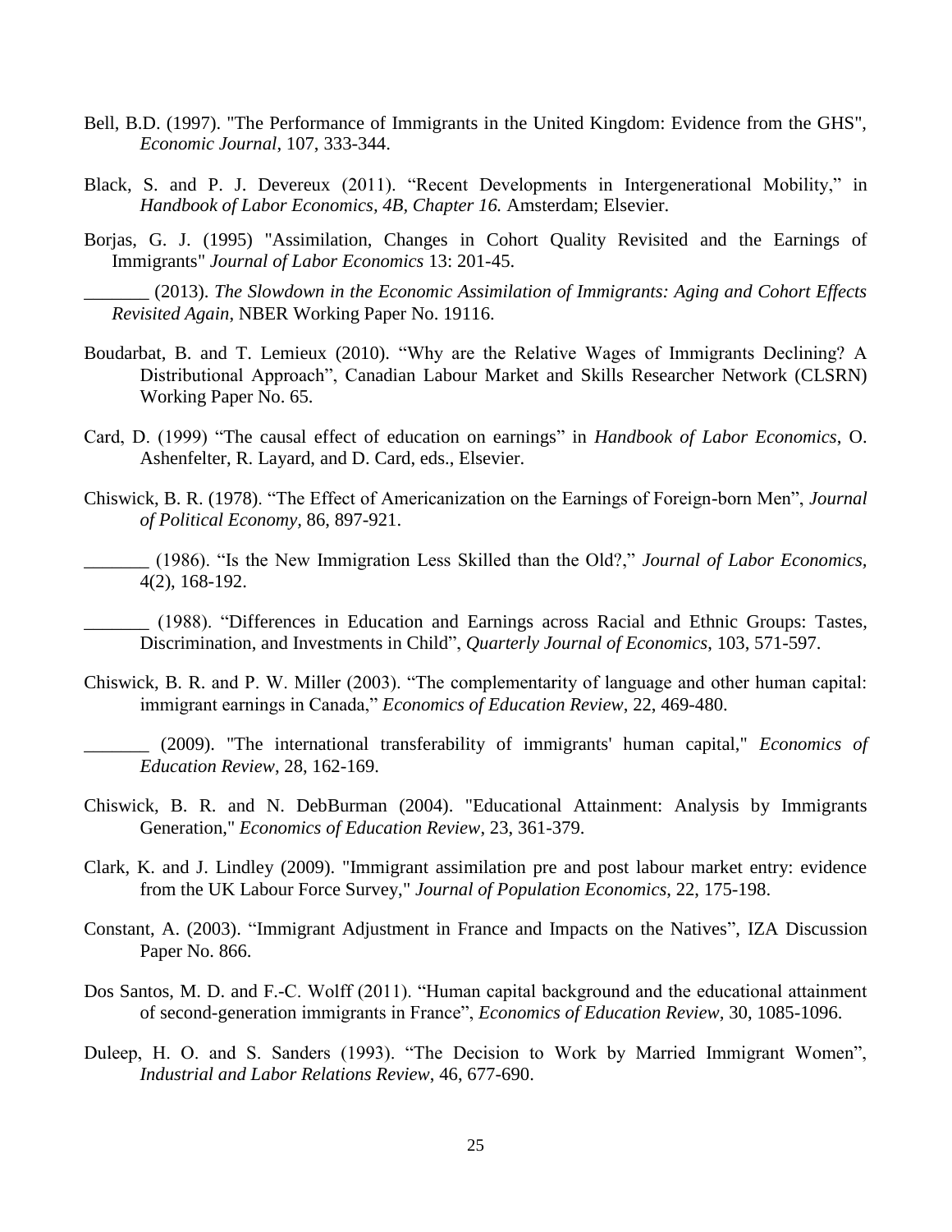Bell, B.D. (1997). "The Performance of Immigrants in the United Kingdom: Evidence from the GHS", *Economic Journal*, 107, 333-344.

Black, S. and P. J. Devereux (2011). "Recent Developments in Intergenerational Mobility," in *Handbook of Labor Economics, 4B, Chapter 16.* Amsterdam; Elsevier.

Borjas, G. J. (1995) "Assimilation, Changes in Cohort Quality Revisited and the Earnings of Immigrants" *Journal of Labor Economics* 13: 201-45.

_______ (2013). *The Slowdown in the Economic Assimilation of Immigrants: Aging and Cohort Effects Revisited Again*, NBER Working Paper No. 19116.

Boudarbat, B. and T. Lemieux (2010). "Why are the Relative Wages of Immigrants Declining? A Distributional Approach", Canadian Labour Market and Skills Researcher Network (CLSRN) Working Paper No. 65.

Card, D. (1999) "The causal effect of education on earnings" in *Handbook of Labor Economics*, O. Ashenfelter, R. Layard, and D. Card, eds., Elsevier.

Chiswick, B. R. (1978). "The Effect of Americanization on the Earnings of Foreign-born Men", *Journal of Political Economy,* 86, 897-921.

_______ (1986). "Is the New Immigration Less Skilled than the Old?," *Journal of Labor Economics*, 4(2), 168-192.

_______ (1988). "Differences in Education and Earnings across Racial and Ethnic Groups: Tastes, Discrimination, and Investments in Child", *Quarterly Journal of Economics*, 103, 571-597.

Chiswick, B. R. and P. W. Miller (2003). "The complementarity of language and other human capital: immigrant earnings in Canada," *Economics of Education Review*, 22, 469-480.

_______ (2009). "The international transferability of immigrants' human capital," *Economics of Education Review*, 28, 162-169.

Chiswick, B. R. and N. DebBurman (2004). "Educational Attainment: Analysis by Immigrants Generation," *Economics of Education Review*, 23, 361-379.

Clark, K. and J. Lindley (2009). "Immigrant assimilation pre and post labour market entry: evidence from the UK Labour Force Survey," *Journal of Population Economics*, 22, 175-198.

Constant, A. (2003). "Immigrant Adjustment in France and Impacts on the Natives", IZA Discussion Paper No. 866.

Dos Santos, M. D. and F.-C. Wolff (2011). "Human capital background and the educational attainment of second-generation immigrants in France", *Economics of Education Review,* 30, 1085-1096.

Duleep, H. O. and S. Sanders (1993). "The Decision to Work by Married Immigrant Women", *Industrial and Labor Relations Review*, 46, 677-690.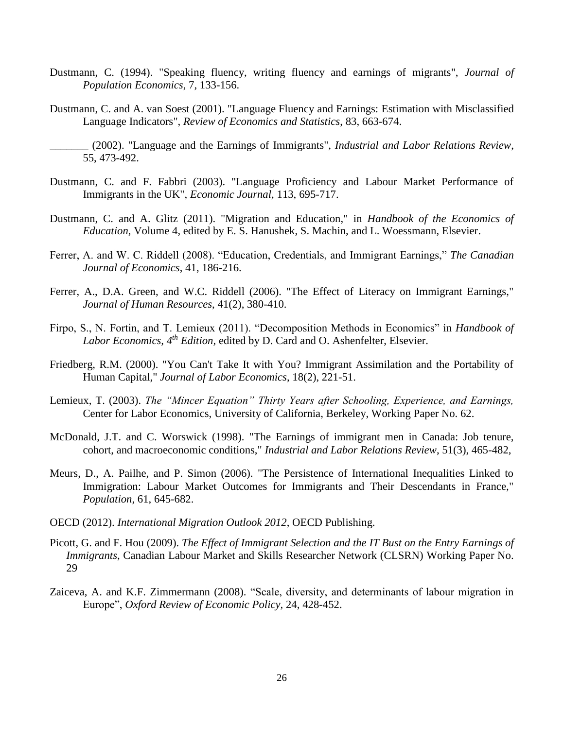Dustmann, C. (1994). "Speaking fluency, writing fluency and earnings of migrants", *Journal of Population Economics*, 7, 133-156.

Dustmann, C. and A. van Soest (2001). "Language Fluency and Earnings: Estimation with Misclassified Language Indicators", *Review of Economics and Statistics*, 83, 663-674.

_______ (2002). "Language and the Earnings of Immigrants", *Industrial and Labor Relations Review*, 55, 473-492.

Dustmann, C. and F. Fabbri (2003). "Language Proficiency and Labour Market Performance of Immigrants in the UK", *Economic Journal*, 113, 695-717.

Dustmann, C. and A. Glitz (2011). "Migration and Education," in *Handbook of the Economics of Education*, Volume 4, edited by E. S. Hanushek, S. Machin, and L. Woessmann, Elsevier.

Ferrer, A. and W. C. Riddell (2008). "Education, Credentials, and Immigrant Earnings," *The Canadian Journal of Economics*, 41, 186-216.

Ferrer, A., D.A. Green, and W.C. Riddell (2006). "The Effect of Literacy on Immigrant Earnings," *Journal of Human Resources*, 41(2), 380-410.

Firpo, S., N. Fortin, and T. Lemieux (2011). "Decomposition Methods in Economics" in *Handbook of Labor Economics, 4th Edition,* edited by D. Card and O. Ashenfelter, Elsevier.

Friedberg, R.M. (2000). "You Can't Take It with You? Immigrant Assimilation and the Portability of Human Capital," *Journal of Labor Economics*, 18(2), 221-51.

Lemieux, T. (2003). *The "Mincer Equation" Thirty Years after Schooling, Experience, and Earnings,* Center for Labor Economics, University of California, Berkeley, Working Paper No. 62.

McDonald, J.T. and C. Worswick (1998). "The Earnings of immigrant men in Canada: Job tenure, cohort, and macroeconomic conditions," *Industrial and Labor Relations Review*, 51(3), 465-482,

Meurs, D., A. Pailhe, and P. Simon (2006). "The Persistence of International Inequalities Linked to Immigration: Labour Market Outcomes for Immigrants and Their Descendants in France," *Population*, 61, 645-682.

OECD (2012). *International Migration Outlook 2012*, OECD Publishing.

Picott, G. and F. Hou (2009). *The Effect of Immigrant Selection and the IT Bust on the Entry Earnings of Immigrants*, Canadian Labour Market and Skills Researcher Network (CLSRN) Working Paper No. 29

Zaiceva, A. and K.F. Zimmermann (2008). "Scale, diversity, and determinants of labour migration in Europe", *Oxford Review of Economic Policy,* 24, 428-452.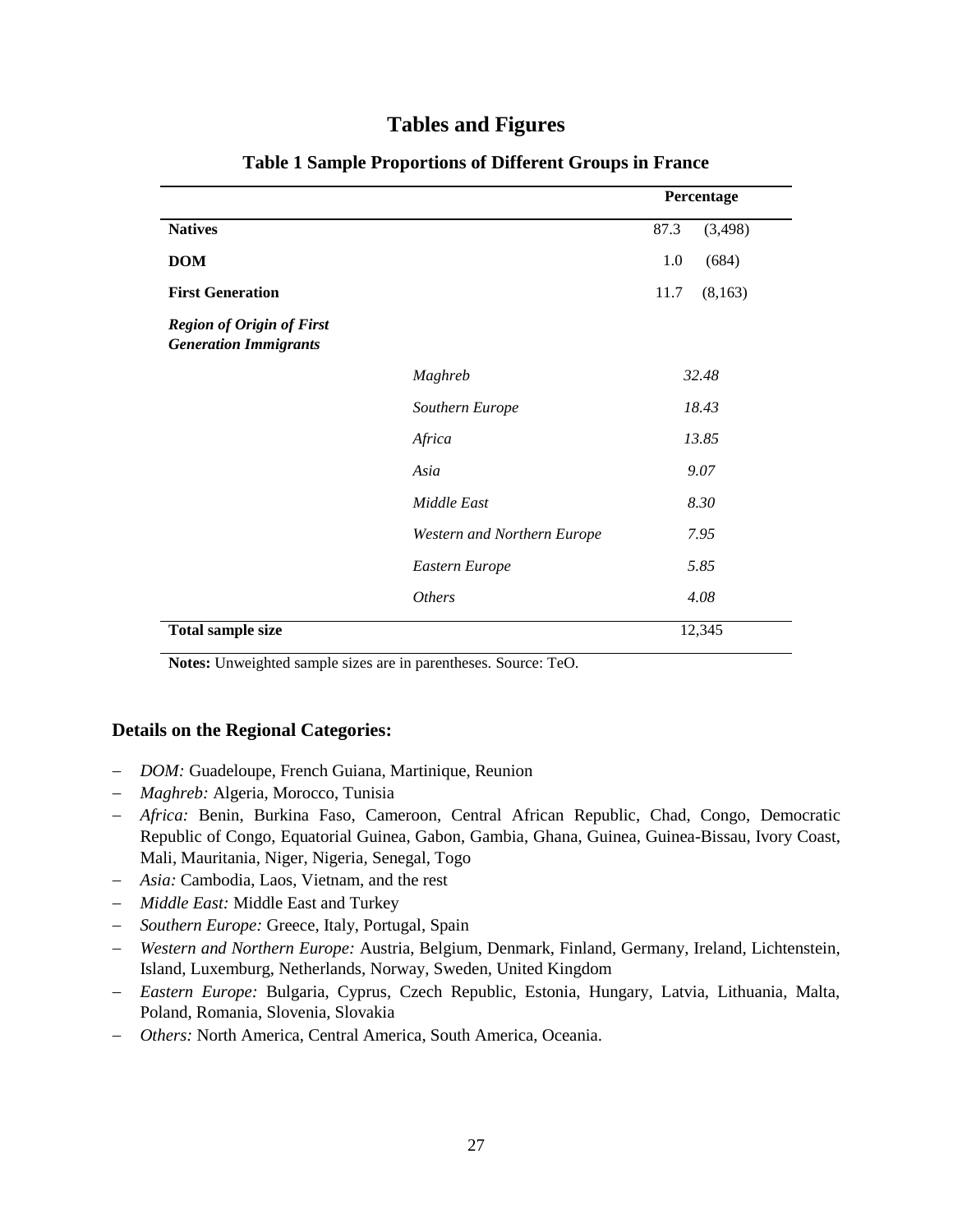# Tables and Figures

**Table 1 Sample Proportions of Different Groups in France**

| | | Percentage | |
|---|---|---|---|
| **Natives** | | 87.3 | (3,498) |
| **DOM** | | 1.0 | (684) |
| **First Generation** | | 11.7 | (8,163) |
| ***Region of Origin of First Generation Immigrants*** | | | |
| | *Maghreb* | *32.48* | |
| | *Southern Europe* | *18.43* | |
| | *Africa* | *13.85* | |
| | *Asia* | *9.07* | |
| | *Middle East* | *8.30* | |
| | *Western and Northern Europe* | *7.95* | |
| | *Eastern Europe* | *5.85* | |
| | *Others* | *4.08* | |
| **Total sample size** | | 12,345 | |

**Notes:** Unweighted sample sizes are in parentheses. Source: TeO.

### Details on the Regional Categories:

- *DOM:* Guadeloupe, French Guiana, Martinique, Reunion
- *Maghreb:* Algeria, Morocco, Tunisia
- *Africa:* Benin, Burkina Faso, Cameroon, Central African Republic, Chad, Congo, Democratic Republic of Congo, Equatorial Guinea, Gabon, Gambia, Ghana, Guinea, Guinea-Bissau, Ivory Coast, Mali, Mauritania, Niger, Nigeria, Senegal, Togo
- *Asia:* Cambodia, Laos, Vietnam, and the rest
- *Middle East:* Middle East and Turkey
- *Southern Europe:* Greece, Italy, Portugal, Spain
- *Western and Northern Europe:* Austria, Belgium, Denmark, Finland, Germany, Ireland, Lichtenstein, Island, Luxemburg, Netherlands, Norway, Sweden, United Kingdom
- *Eastern Europe:* Bulgaria, Cyprus, Czech Republic, Estonia, Hungary, Latvia, Lithuania, Malta, Poland, Romania, Slovenia, Slovakia
- *Others:* North America, Central America, South America, Oceania.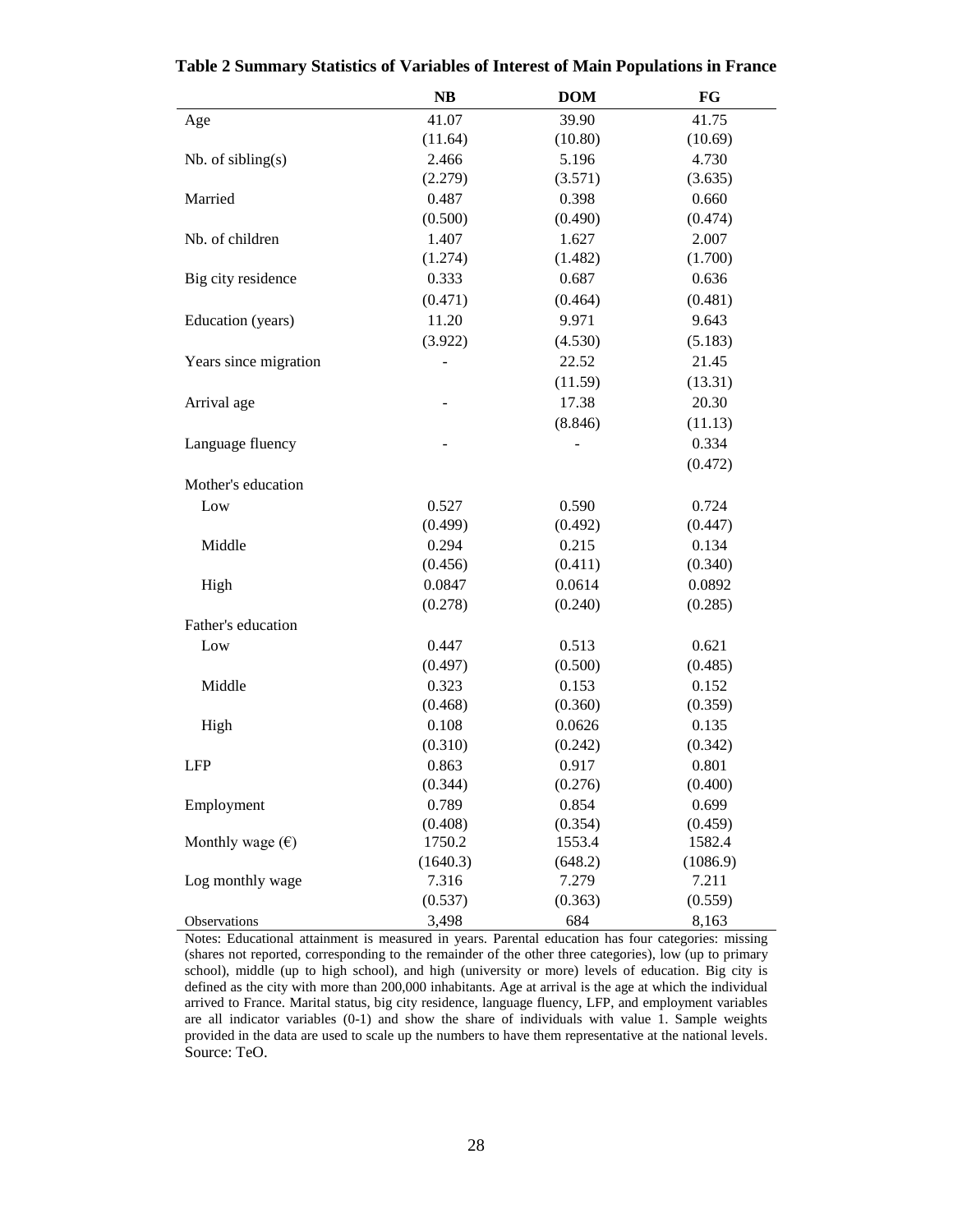**Table 2 Summary Statistics of Variables of Interest of Main Populations in France**

| | NB | DOM | FG |
|---|---|---|---|
| Age | 41.07 | 39.90 | 41.75 |
| | (11.64) | (10.80) | (10.69) |
| Nb. of sibling(s) | 2.466 | 5.196 | 4.730 |
| | (2.279) | (3.571) | (3.635) |
| Married | 0.487 | 0.398 | 0.660 |
| | (0.500) | (0.490) | (0.474) |
| Nb. of children | 1.407 | 1.627 | 2.007 |
| | (1.274) | (1.482) | (1.700) |
| Big city residence | 0.333 | 0.687 | 0.636 |
| | (0.471) | (0.464) | (0.481) |
| Education (years) | 11.20 | 9.971 | 9.643 |
| | (3.922) | (4.530) | (5.183) |
| Years since migration | - | 22.52 | 21.45 |
| | | (11.59) | (13.31) |
| Arrival age | - | 17.38 | 20.30 |
| | | (8.846) | (11.13) |
| Language fluency | - | - | 0.334 |
| | | | (0.472) |
| Mother's education | | | |
| Low | 0.527 | 0.590 | 0.724 |
| | (0.499) | (0.492) | (0.447) |
| Middle | 0.294 | 0.215 | 0.134 |
| | (0.456) | (0.411) | (0.340) |
| High | 0.0847 | 0.0614 | 0.0892 |
| | (0.278) | (0.240) | (0.285) |
| Father's education | | | |
| Low | 0.447 | 0.513 | 0.621 |
| | (0.497) | (0.500) | (0.485) |
| Middle | 0.323 | 0.153 | 0.152 |
| | (0.468) | (0.360) | (0.359) |
| High | 0.108 | 0.0626 | 0.135 |
| | (0.310) | (0.242) | (0.342) |
| LFP | 0.863 | 0.917 | 0.801 |
| | (0.344) | (0.276) | (0.400) |
| Employment | 0.789 | 0.854 | 0.699 |
| | (0.408) | (0.354) | (0.459) |
| Monthly wage (€) | 1750.2 | 1553.4 | 1582.4 |
| | (1640.3) | (648.2) | (1086.9) |
| Log monthly wage | 7.316 | 7.279 | 7.211 |
| | (0.537) | (0.363) | (0.559) |
| Observations | 3,498 | 684 | 8,163 |

Notes: Educational attainment is measured in years. Parental education has four categories: missing (shares not reported, corresponding to the remainder of the other three categories), low (up to primary school), middle (up to high school), and high (university or more) levels of education. Big city is defined as the city with more than 200,000 inhabitants. Age at arrival is the age at which the individual arrived to France. Marital status, big city residence, language fluency, LFP, and employment variables are all indicator variables (0-1) and show the share of individuals with value 1. Sample weights provided in the data are used to scale up the numbers to have them representative at the national levels. Source: TeO.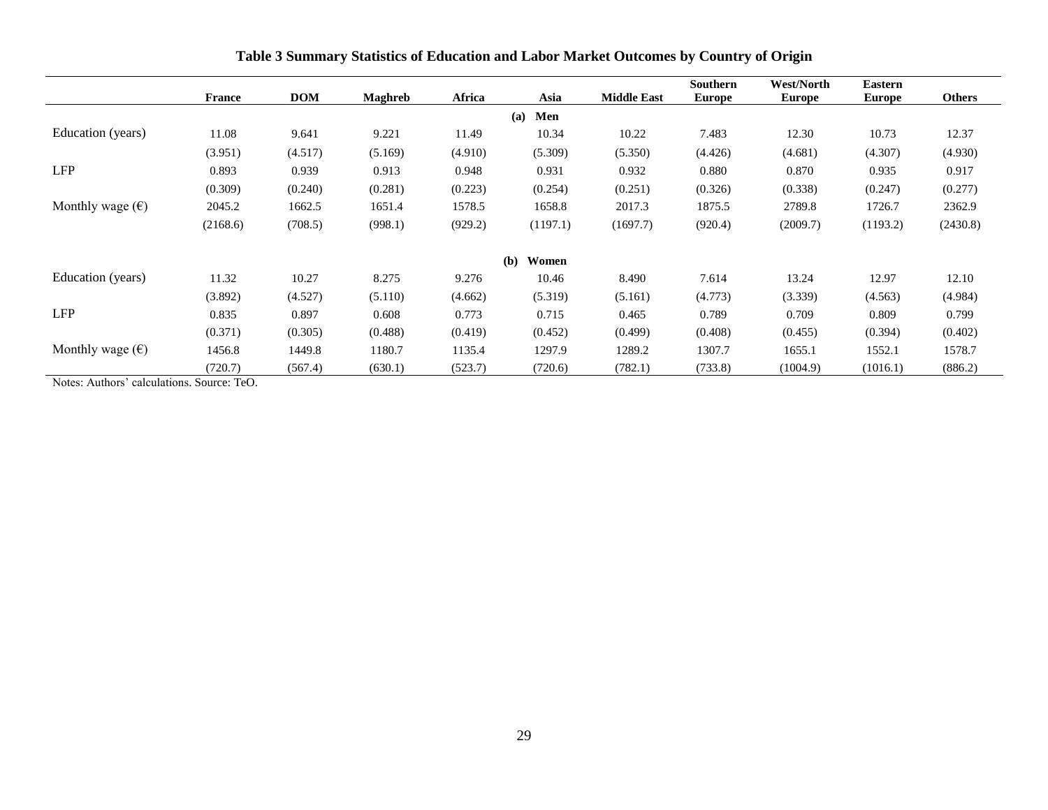**Table 3 Summary Statistics of Education and Labor Market Outcomes by Country of Origin**

| | France | DOM | Maghreb | Africa | Asia | Middle East | Southern Europe | West/North Europe | Eastern Europe | Others |
|---|---|---|---|---|---|---|---|---|---|---|
| | | | | | **(a) Men** | | | | | |
| Education (years) | 11.08 | 9.641 | 9.221 | 11.49 | 10.34 | 10.22 | 7.483 | 12.30 | 10.73 | 12.37 |
| | (3.951) | (4.517) | (5.169) | (4.910) | (5.309) | (5.350) | (4.426) | (4.681) | (4.307) | (4.930) |
| LFP | 0.893 | 0.939 | 0.913 | 0.948 | 0.931 | 0.932 | 0.880 | 0.870 | 0.935 | 0.917 |
| | (0.309) | (0.240) | (0.281) | (0.223) | (0.254) | (0.251) | (0.326) | (0.338) | (0.247) | (0.277) |
| Monthly wage (€) | 2045.2 | 1662.5 | 1651.4 | 1578.5 | 1658.8 | 2017.3 | 1875.5 | 2789.8 | 1726.7 | 2362.9 |
| | (2168.6) | (708.5) | (998.1) | (929.2) | (1197.1) | (1697.7) | (920.4) | (2009.7) | (1193.2) | (2430.8) |
| | | | | | **(b) Women** | | | | | |
| Education (years) | 11.32 | 10.27 | 8.275 | 9.276 | 10.46 | 8.490 | 7.614 | 13.24 | 12.97 | 12.10 |
| | (3.892) | (4.527) | (5.110) | (4.662) | (5.319) | (5.161) | (4.773) | (3.339) | (4.563) | (4.984) |
| LFP | 0.835 | 0.897 | 0.608 | 0.773 | 0.715 | 0.465 | 0.789 | 0.709 | 0.809 | 0.799 |
| | (0.371) | (0.305) | (0.488) | (0.419) | (0.452) | (0.499) | (0.408) | (0.455) | (0.394) | (0.402) |
| Monthly wage (€) | 1456.8 | 1449.8 | 1180.7 | 1135.4 | 1297.9 | 1289.2 | 1307.7 | 1655.1 | 1552.1 | 1578.7 |
| | (720.7) | (567.4) | (630.1) | (523.7) | (720.6) | (782.1) | (733.8) | (1004.9) | (1016.1) | (886.2) |

Notes: Authors' calculations. Source: TeO.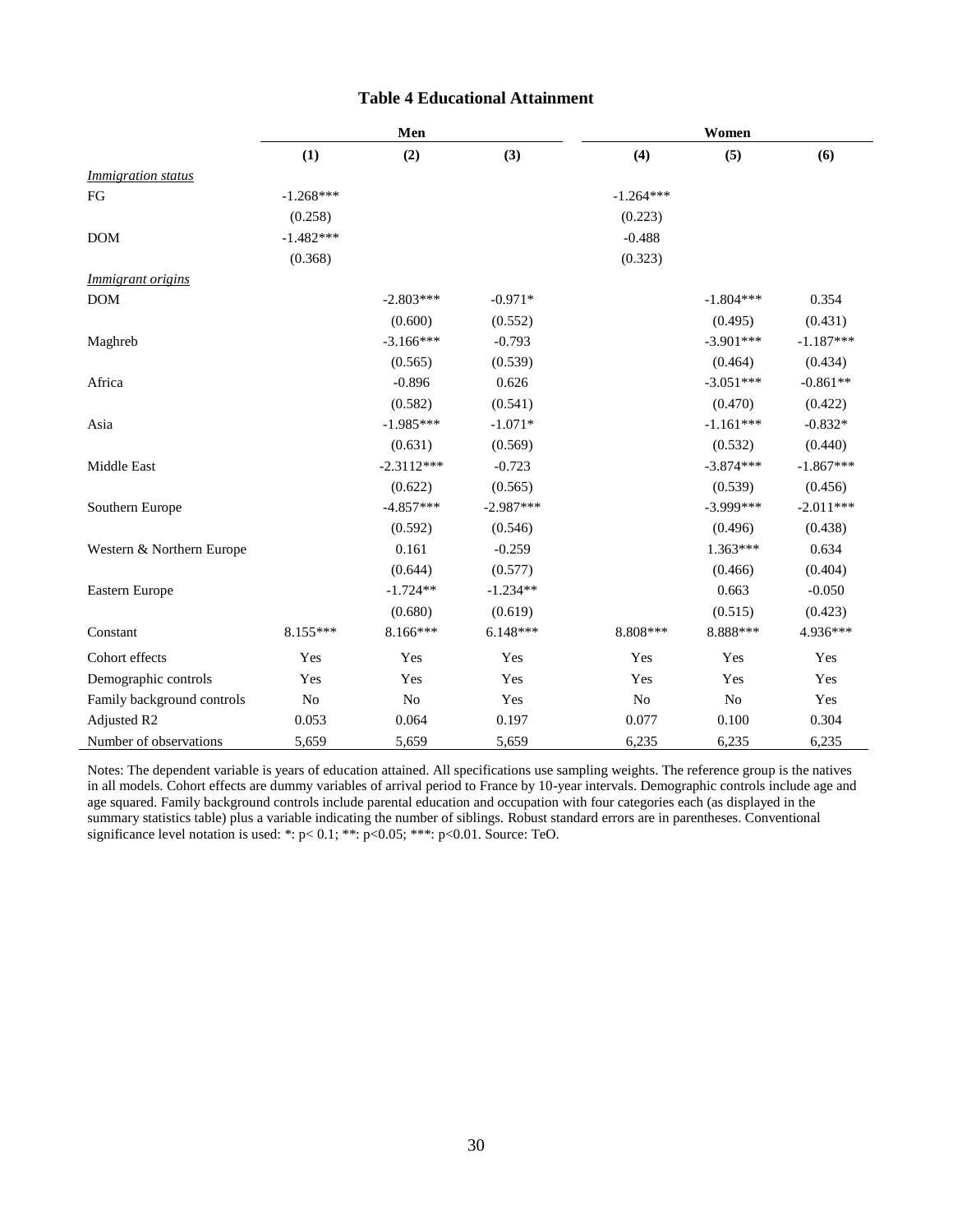**Table 4 Educational Attainment**

| | Men | | | Women | | |
|---|---|---|---|---|---|---|
| | (1) | (2) | (3) | (4) | (5) | (6) |
| *Immigration status* | | | | | | |
| FG | -1.268*** | | | -1.264*** | | |
| | (0.258) | | | (0.223) | | |
| DOM | -1.482*** | | | -0.488 | | |
| | (0.368) | | | (0.323) | | |
| *Immigrant origins* | | | | | | |
| DOM | | -2.803*** | -0.971* | | -1.804*** | 0.354 |
| | | (0.600) | (0.552) | | (0.495) | (0.431) |
| Maghreb | | -3.166*** | -0.793 | | -3.901*** | -1.187*** |
| | | (0.565) | (0.539) | | (0.464) | (0.434) |
| Africa | | -0.896 | 0.626 | | -3.051*** | -0.861** |
| | | (0.582) | (0.541) | | (0.470) | (0.422) |
| Asia | | -1.985*** | -1.071* | | -1.161*** | -0.832* |
| | | (0.631) | (0.569) | | (0.532) | (0.440) |
| Middle East | | -2.3112*** | -0.723 | | -3.874*** | -1.867*** |
| | | (0.622) | (0.565) | | (0.539) | (0.456) |
| Southern Europe | | -4.857*** | -2.987*** | | -3.999*** | -2.011*** |
| | | (0.592) | (0.546) | | (0.496) | (0.438) |
| Western & Northern Europe | | 0.161 | -0.259 | | 1.363*** | 0.634 |
| | | (0.644) | (0.577) | | (0.466) | (0.404) |
| Eastern Europe | | -1.724** | -1.234** | | 0.663 | -0.050 |
| | | (0.680) | (0.619) | | (0.515) | (0.423) |
| Constant | 8.155*** | 8.166*** | 6.148*** | 8.808*** | 8.888*** | 4.936*** |
| Cohort effects | Yes | Yes | Yes | Yes | Yes | Yes |
| Demographic controls | Yes | Yes | Yes | Yes | Yes | Yes |
| Family background controls | No | No | Yes | No | No | Yes |
| Adjusted R2 | 0.053 | 0.064 | 0.197 | 0.077 | 0.100 | 0.304 |
| Number of observations | 5,659 | 5,659 | 5,659 | 6,235 | 6,235 | 6,235 |

Notes: The dependent variable is years of education attained. All specifications use sampling weights. The reference group is the natives in all models. Cohort effects are dummy variables of arrival period to France by 10-year intervals. Demographic controls include age and age squared. Family background controls include parental education and occupation with four categories each (as displayed in the summary statistics table) plus a variable indicating the number of siblings. Robust standard errors are in parentheses. Conventional significance level notation is used: *: p< 0.1; **: p<0.05; ***: p<0.01. Source: TeO.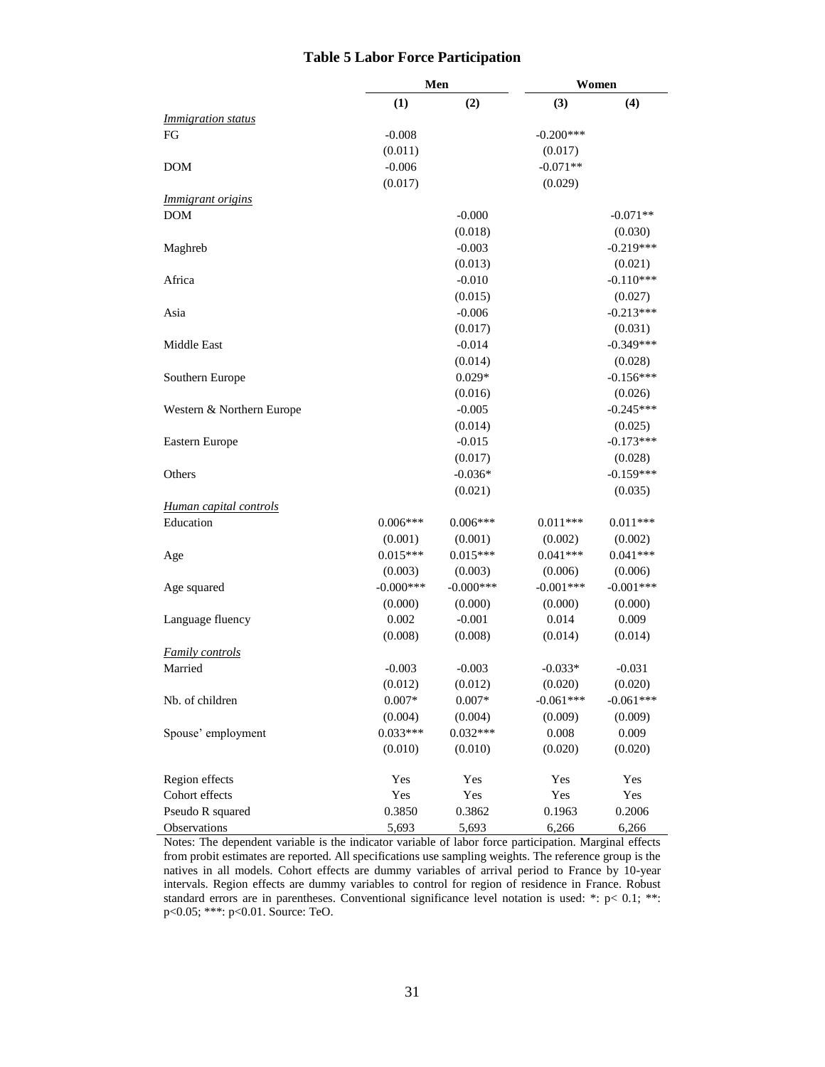## Table 5 Labor Force Participation

| | Men | | Women | |
|---|---|---|---|---|
| | (1) | (2) | (3) | (4) |
| *Immigration status* | | | | |
| FG | -0.008 | | -0.200*** | |
| | (0.011) | | (0.017) | |
| DOM | -0.006 | | -0.071** | |
| | (0.017) | | (0.029) | |
| *Immigrant origins* | | | | |
| DOM | | -0.000 | | -0.071** |
| | | (0.018) | | (0.030) |
| Maghreb | | -0.003 | | -0.219*** |
| | | (0.013) | | (0.021) |
| Africa | | -0.010 | | -0.110*** |
| | | (0.015) | | (0.027) |
| Asia | | -0.006 | | -0.213*** |
| | | (0.017) | | (0.031) |
| Middle East | | -0.014 | | -0.349*** |
| | | (0.014) | | (0.028) |
| Southern Europe | | 0.029* | | -0.156*** |
| | | (0.016) | | (0.026) |
| Western & Northern Europe | | -0.005 | | -0.245*** |
| | | (0.014) | | (0.025) |
| Eastern Europe | | -0.015 | | -0.173*** |
| | | (0.017) | | (0.028) |
| Others | | -0.036* | | -0.159*** |
| | | (0.021) | | (0.035) |
| *Human capital controls* | | | | |
| Education | 0.006*** | 0.006*** | 0.011*** | 0.011*** |
| | (0.001) | (0.001) | (0.002) | (0.002) |
| Age | 0.015*** | 0.015*** | 0.041*** | 0.041*** |
| | (0.003) | (0.003) | (0.006) | (0.006) |
| Age squared | -0.000*** | -0.000*** | -0.001*** | -0.001*** |
| | (0.000) | (0.000) | (0.000) | (0.000) |
| Language fluency | 0.002 | -0.001 | 0.014 | 0.009 |
| | (0.008) | (0.008) | (0.014) | (0.014) |
| *Family controls* | | | | |
| Married | -0.003 | -0.003 | -0.033* | -0.031 |
| | (0.012) | (0.012) | (0.020) | (0.020) |
| Nb. of children | 0.007* | 0.007* | -0.061*** | -0.061*** |
| | (0.004) | (0.004) | (0.009) | (0.009) |
| Spouse' employment | 0.033*** | 0.032*** | 0.008 | 0.009 |
| | (0.010) | (0.010) | (0.020) | (0.020) |
| Region effects | Yes | Yes | Yes | Yes |
| Cohort effects | Yes | Yes | Yes | Yes |
| Pseudo R squared | 0.3850 | 0.3862 | 0.1963 | 0.2006 |
| Observations | 5,693 | 5,693 | 6,266 | 6,266 |

Notes: The dependent variable is the indicator variable of labor force participation. Marginal effects from probit estimates are reported. All specifications use sampling weights. The reference group is the natives in all models. Cohort effects are dummy variables of arrival period to France by 10-year intervals. Region effects are dummy variables to control for region of residence in France. Robust standard errors are in parentheses. Conventional significance level notation is used: *: p< 0.1; **: p<0.05; ***: p<0.01. Source: TeO.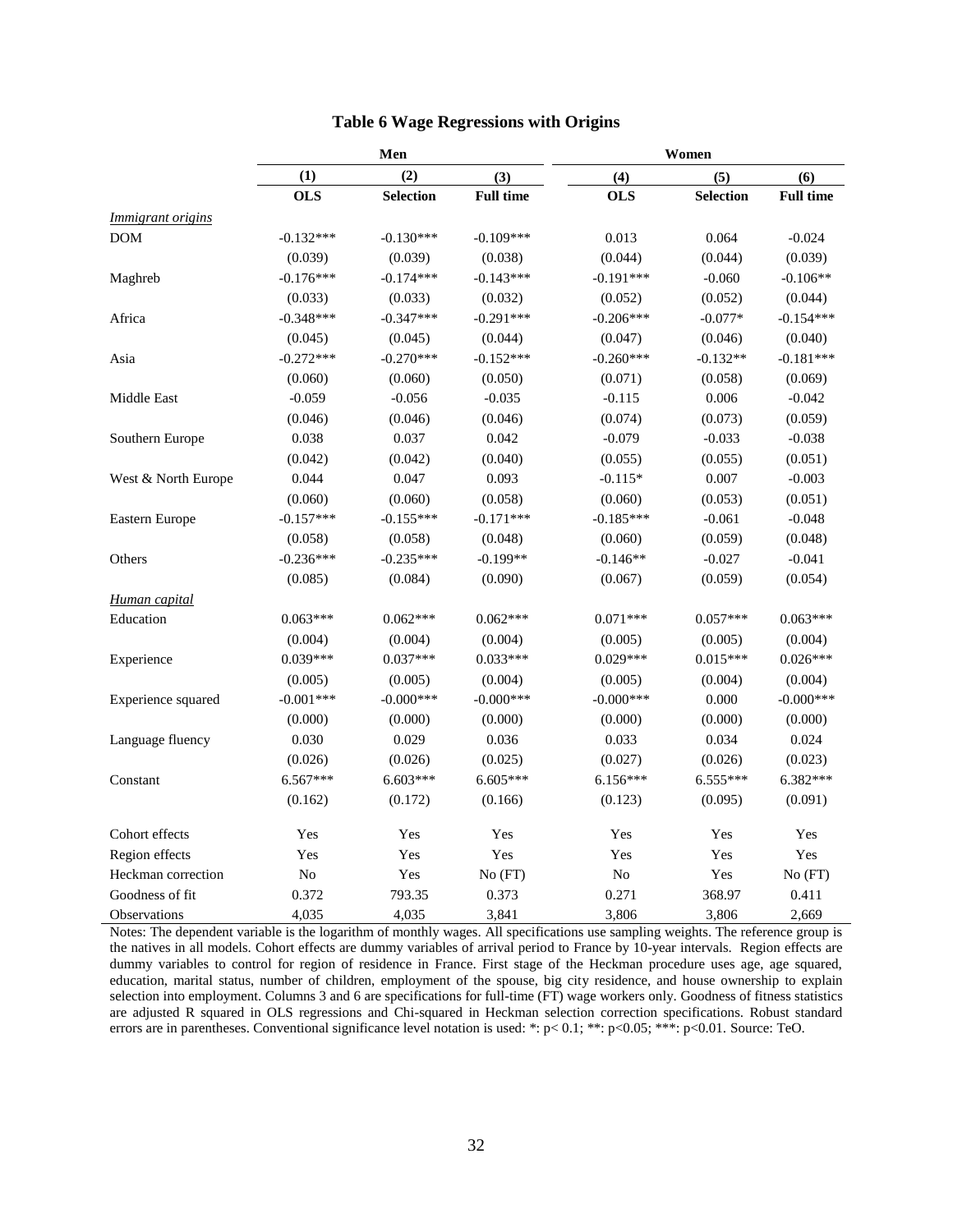# Table 6 Wage Regressions with Origins

| | Men | | | Women | | |
|---|---|---|---|---|---|---|
| | (1) | (2) | (3) | (4) | (5) | (6) |
| | **OLS** | **Selection** | **Full time** | **OLS** | **Selection** | **Full time** |
| *Immigrant origins* | | | | | | |
| DOM | -0.132*** | -0.130*** | -0.109*** | 0.013 | 0.064 | -0.024 |
| | (0.039) | (0.039) | (0.038) | (0.044) | (0.044) | (0.039) |
| Maghreb | -0.176*** | -0.174*** | -0.143*** | -0.191*** | -0.060 | -0.106** |
| | (0.033) | (0.033) | (0.032) | (0.052) | (0.052) | (0.044) |
| Africa | -0.348*** | -0.347*** | -0.291*** | -0.206*** | -0.077* | -0.154*** |
| | (0.045) | (0.045) | (0.044) | (0.047) | (0.046) | (0.040) |
| Asia | -0.272*** | -0.270*** | -0.152*** | -0.260*** | -0.132** | -0.181*** |
| | (0.060) | (0.060) | (0.050) | (0.071) | (0.058) | (0.069) |
| Middle East | -0.059 | -0.056 | -0.035 | -0.115 | 0.006 | -0.042 |
| | (0.046) | (0.046) | (0.046) | (0.074) | (0.073) | (0.059) |
| Southern Europe | 0.038 | 0.037 | 0.042 | -0.079 | -0.033 | -0.038 |
| | (0.042) | (0.042) | (0.040) | (0.055) | (0.055) | (0.051) |
| West & North Europe | 0.044 | 0.047 | 0.093 | -0.115* | 0.007 | -0.003 |
| | (0.060) | (0.060) | (0.058) | (0.060) | (0.053) | (0.051) |
| Eastern Europe | -0.157*** | -0.155*** | -0.171*** | -0.185*** | -0.061 | -0.048 |
| | (0.058) | (0.058) | (0.048) | (0.060) | (0.059) | (0.048) |
| Others | -0.236*** | -0.235*** | -0.199** | -0.146** | -0.027 | -0.041 |
| | (0.085) | (0.084) | (0.090) | (0.067) | (0.059) | (0.054) |
| *Human capital* | | | | | | |
| Education | 0.063*** | 0.062*** | 0.062*** | 0.071*** | 0.057*** | 0.063*** |
| | (0.004) | (0.004) | (0.004) | (0.005) | (0.005) | (0.004) |
| Experience | 0.039*** | 0.037*** | 0.033*** | 0.029*** | 0.015*** | 0.026*** |
| | (0.005) | (0.005) | (0.004) | (0.005) | (0.004) | (0.004) |
| Experience squared | -0.001*** | -0.000*** | -0.000*** | -0.000*** | 0.000 | -0.000*** |
| | (0.000) | (0.000) | (0.000) | (0.000) | (0.000) | (0.000) |
| Language fluency | 0.030 | 0.029 | 0.036 | 0.033 | 0.034 | 0.024 |
| | (0.026) | (0.026) | (0.025) | (0.027) | (0.026) | (0.023) |
| Constant | 6.567*** | 6.603*** | 6.605*** | 6.156*** | 6.555*** | 6.382*** |
| | (0.162) | (0.172) | (0.166) | (0.123) | (0.095) | (0.091) |
| Cohort effects | Yes | Yes | Yes | Yes | Yes | Yes |
| Region effects | Yes | Yes | Yes | Yes | Yes | Yes |
| Heckman correction | No | Yes | No (FT) | No | Yes | No (FT) |
| Goodness of fit | 0.372 | 793.35 | 0.373 | 0.271 | 368.97 | 0.411 |
| Observations | 4,035 | 4,035 | 3,841 | 3,806 | 3,806 | 2,669 |

Notes: The dependent variable is the logarithm of monthly wages. All specifications use sampling weights. The reference group is the natives in all models. Cohort effects are dummy variables of arrival period to France by 10-year intervals. Region effects are dummy variables to control for region of residence in France. First stage of the Heckman procedure uses age, age squared, education, marital status, number of children, employment of the spouse, big city residence, and house ownership to explain selection into employment. Columns 3 and 6 are specifications for full-time (FT) wage workers only. Goodness of fitness statistics are adjusted R squared in OLS regressions and Chi-squared in Heckman selection correction specifications. Robust standard errors are in parentheses. Conventional significance level notation is used: *: p< 0.1; **: p<0.05; ***: p<0.01. Source: TeO.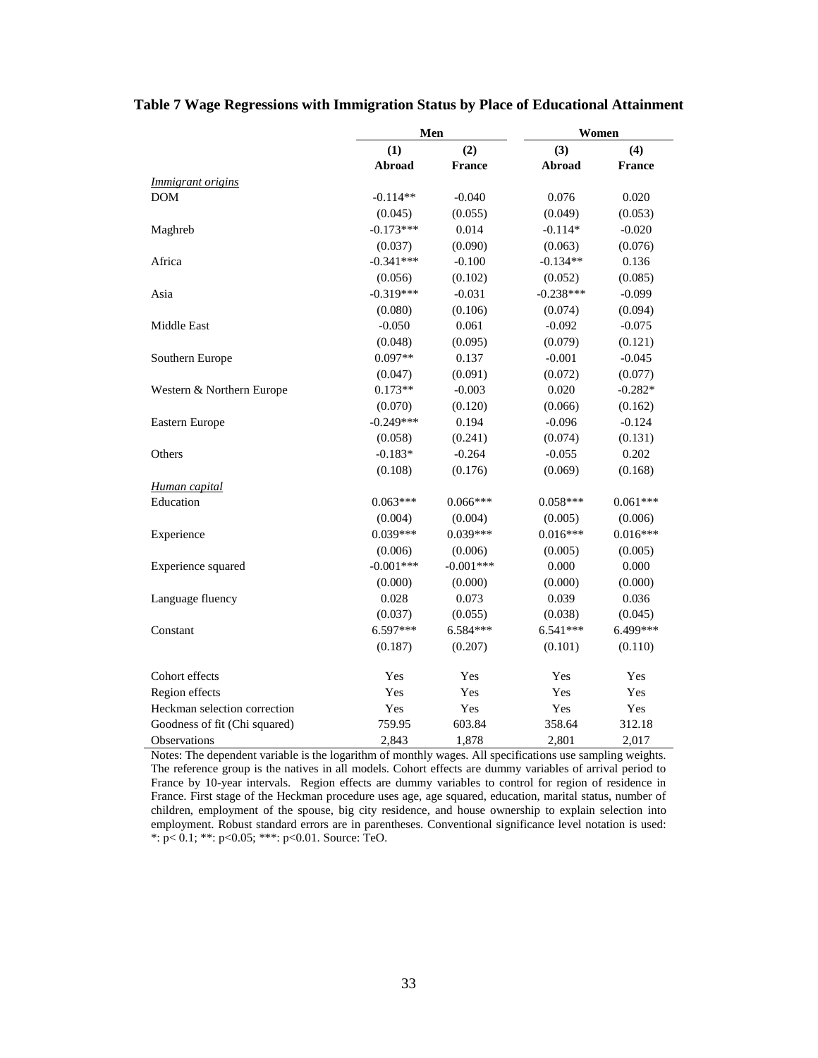**Table 7 Wage Regressions with Immigration Status by Place of Educational Attainment**

| | Men | | Women | |
|---|---|---|---|---|
| | (1) | (2) | (3) | (4) |
| | **Abroad** | **France** | **Abroad** | **France** |
| *Immigrant origins* | | | | |
| DOM | -0.114** | -0.040 | 0.076 | 0.020 |
| | (0.045) | (0.055) | (0.049) | (0.053) |
| Maghreb | -0.173*** | 0.014 | -0.114* | -0.020 |
| | (0.037) | (0.090) | (0.063) | (0.076) |
| Africa | -0.341*** | -0.100 | -0.134** | 0.136 |
| | (0.056) | (0.102) | (0.052) | (0.085) |
| Asia | -0.319*** | -0.031 | -0.238*** | -0.099 |
| | (0.080) | (0.106) | (0.074) | (0.094) |
| Middle East | -0.050 | 0.061 | -0.092 | -0.075 |
| | (0.048) | (0.095) | (0.079) | (0.121) |
| Southern Europe | 0.097** | 0.137 | -0.001 | -0.045 |
| | (0.047) | (0.091) | (0.072) | (0.077) |
| Western & Northern Europe | 0.173** | -0.003 | 0.020 | -0.282* |
| | (0.070) | (0.120) | (0.066) | (0.162) |
| Eastern Europe | -0.249*** | 0.194 | -0.096 | -0.124 |
| | (0.058) | (0.241) | (0.074) | (0.131) |
| Others | -0.183* | -0.264 | -0.055 | 0.202 |
| | (0.108) | (0.176) | (0.069) | (0.168) |
| *Human capital* | | | | |
| Education | 0.063*** | 0.066*** | 0.058*** | 0.061*** |
| | (0.004) | (0.004) | (0.005) | (0.006) |
| Experience | 0.039*** | 0.039*** | 0.016*** | 0.016*** |
| | (0.006) | (0.006) | (0.005) | (0.005) |
| Experience squared | -0.001*** | -0.001*** | 0.000 | 0.000 |
| | (0.000) | (0.000) | (0.000) | (0.000) |
| Language fluency | 0.028 | 0.073 | 0.039 | 0.036 |
| | (0.037) | (0.055) | (0.038) | (0.045) |
| Constant | 6.597*** | 6.584*** | 6.541*** | 6.499*** |
| | (0.187) | (0.207) | (0.101) | (0.110) |
| Cohort effects | Yes | Yes | Yes | Yes |
| Region effects | Yes | Yes | Yes | Yes |
| Heckman selection correction | Yes | Yes | Yes | Yes |
| Goodness of fit (Chi squared) | 759.95 | 603.84 | 358.64 | 312.18 |
| Observations | 2,843 | 1,878 | 2,801 | 2,017 |

Notes: The dependent variable is the logarithm of monthly wages. All specifications use sampling weights. The reference group is the natives in all models. Cohort effects are dummy variables of arrival period to France by 10-year intervals. Region effects are dummy variables to control for region of residence in France. First stage of the Heckman procedure uses age, age squared, education, marital status, number of children, employment of the spouse, big city residence, and house ownership to explain selection into employment. Robust standard errors are in parentheses. Conventional significance level notation is used: *: p< 0.1; **: p<0.05; ***: p<0.01. Source: TeO.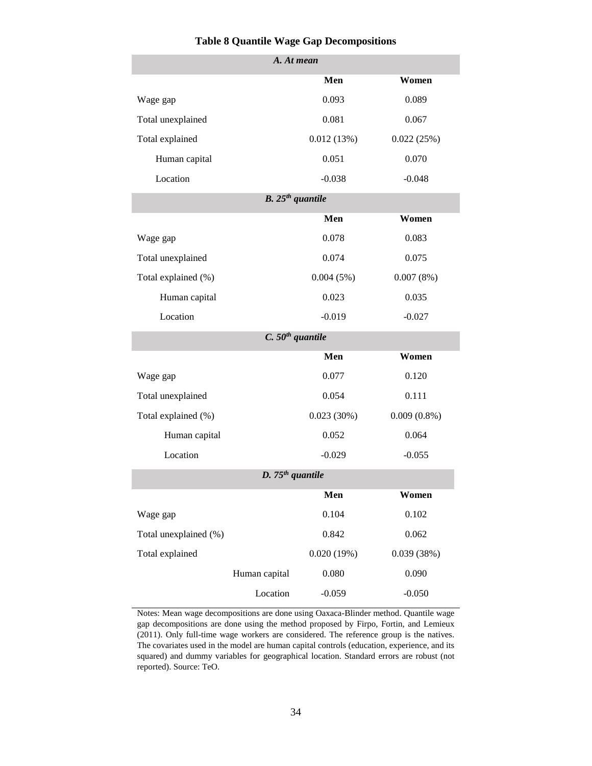**Table 8 Quantile Wage Gap Decompositions**

| *A. At mean* | | |
|---|---|---|
| | **Men** | **Women** |
| Wage gap | 0.093 | 0.089 |
| Total unexplained | 0.081 | 0.067 |
| Total explained | 0.012 (13%) | 0.022 (25%) |
| Human capital | 0.051 | 0.070 |
| Location | -0.038 | -0.048 |
| *B. 25th quantile* | | |
| | **Men** | **Women** |
| Wage gap | 0.078 | 0.083 |
| Total unexplained | 0.074 | 0.075 |
| Total explained (%) | 0.004 (5%) | 0.007 (8%) |
| Human capital | 0.023 | 0.035 |
| Location | -0.019 | -0.027 |
| *C. 50th quantile* | | |
| | **Men** | **Women** |
| Wage gap | 0.077 | 0.120 |
| Total unexplained | 0.054 | 0.111 |
| Total explained (%) | 0.023 (30%) | 0.009 (0.8%) |
| Human capital | 0.052 | 0.064 |
| Location | -0.029 | -0.055 |
| *D. 75th quantile* | | |
| | **Men** | **Women** |
| Wage gap | 0.104 | 0.102 |
| Total unexplained (%) | 0.842 | 0.062 |
| Total explained | 0.020 (19%) | 0.039 (38%) |
| Human capital | 0.080 | 0.090 |
| Location | -0.059 | -0.050 |

Notes: Mean wage decompositions are done using Oaxaca-Blinder method. Quantile wage gap decompositions are done using the method proposed by Firpo, Fortin, and Lemieux (2011). Only full-time wage workers are considered. The reference group is the natives. The covariates used in the model are human capital controls (education, experience, and its squared) and dummy variables for geographical location. Standard errors are robust (not reported). Source: TeO.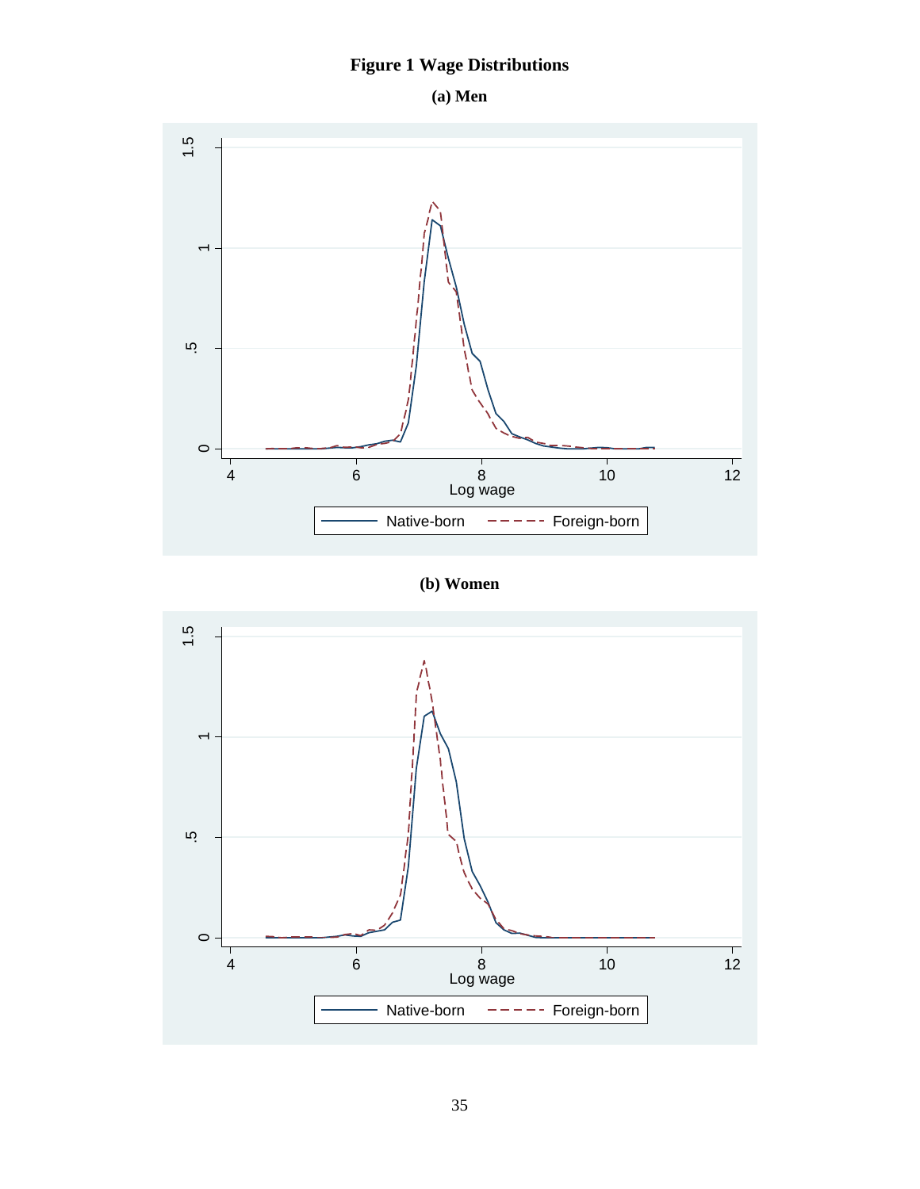**Figure 1 Wage Distributions**

**(a) Men**

**(b) Women**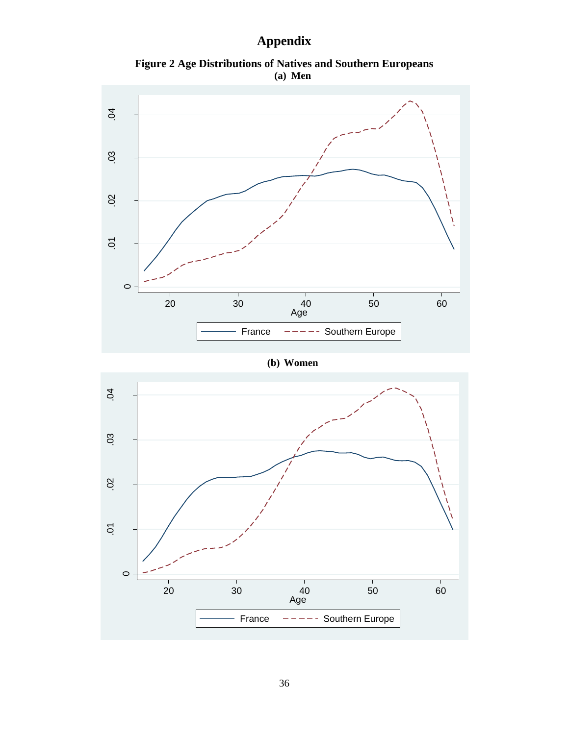# Appendix

**Figure 2 Age Distributions of Natives and Southern Europeans**

**(a) Men**

**(b) Women**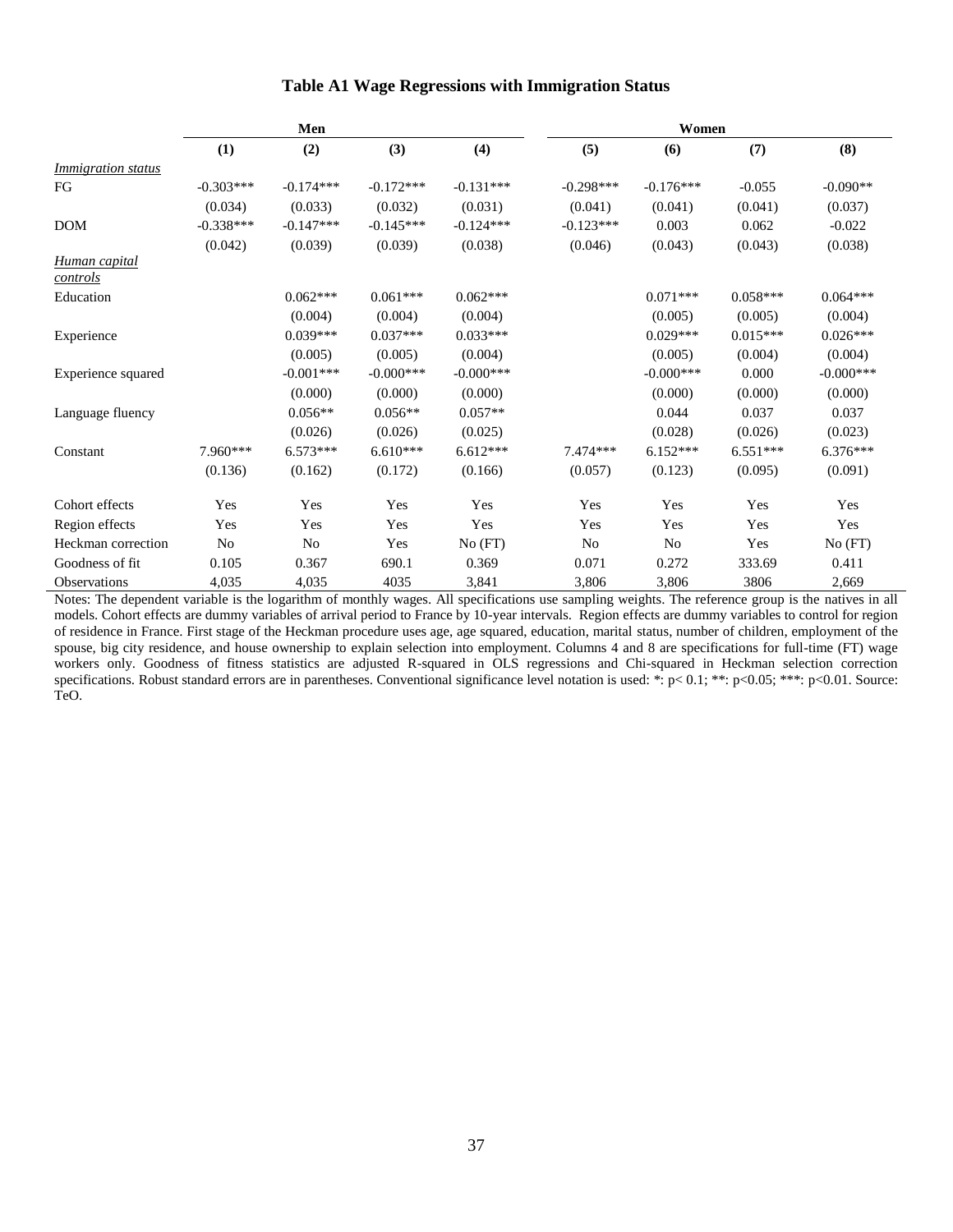**Table A1 Wage Regressions with Immigration Status**

| | Men | | | | Women | | | |
|---|---|---|---|---|---|---|---|---|
| | (1) | (2) | (3) | (4) | (5) | (6) | (7) | (8) |
| *Immigration status* | | | | | | | | |
| FG | -0.303*** | -0.174*** | -0.172*** | -0.131*** | -0.298*** | -0.176*** | -0.055 | -0.090** |
| | (0.034) | (0.033) | (0.032) | (0.031) | (0.041) | (0.041) | (0.041) | (0.037) |
| DOM | -0.338*** | -0.147*** | -0.145*** | -0.124*** | -0.123*** | 0.003 | 0.062 | -0.022 |
| | (0.042) | (0.039) | (0.039) | (0.038) | (0.046) | (0.043) | (0.043) | (0.038) |
| *Human capital controls* | | | | | | | | |
| Education | | 0.062*** | 0.061*** | 0.062*** | | 0.071*** | 0.058*** | 0.064*** |
| | | (0.004) | (0.004) | (0.004) | | (0.005) | (0.005) | (0.004) |
| Experience | | 0.039*** | 0.037*** | 0.033*** | | 0.029*** | 0.015*** | 0.026*** |
| | | (0.005) | (0.005) | (0.004) | | (0.005) | (0.004) | (0.004) |
| Experience squared | | -0.001*** | -0.000*** | -0.000*** | | -0.000*** | 0.000 | -0.000*** |
| | | (0.000) | (0.000) | (0.000) | | (0.000) | (0.000) | (0.000) |
| Language fluency | | 0.056** | 0.056** | 0.057** | | 0.044 | 0.037 | 0.037 |
| | | (0.026) | (0.026) | (0.025) | | (0.028) | (0.026) | (0.023) |
| Constant | 7.960*** | 6.573*** | 6.610*** | 6.612*** | 7.474*** | 6.152*** | 6.551*** | 6.376*** |
| | (0.136) | (0.162) | (0.172) | (0.166) | (0.057) | (0.123) | (0.095) | (0.091) |
| Cohort effects | Yes | Yes | Yes | Yes | Yes | Yes | Yes | Yes |
| Region effects | Yes | Yes | Yes | Yes | Yes | Yes | Yes | Yes |
| Heckman correction | No | No | Yes | No (FT) | No | No | Yes | No (FT) |
| Goodness of fit | 0.105 | 0.367 | 690.1 | 0.369 | 0.071 | 0.272 | 333.69 | 0.411 |
| Observations | 4,035 | 4,035 | 4035 | 3,841 | 3,806 | 3,806 | 3806 | 2,669 |

Notes: The dependent variable is the logarithm of monthly wages. All specifications use sampling weights. The reference group is the natives in all models. Cohort effects are dummy variables of arrival period to France by 10-year intervals. Region effects are dummy variables to control for region of residence in France. First stage of the Heckman procedure uses age, age squared, education, marital status, number of children, employment of the spouse, big city residence, and house ownership to explain selection into employment. Columns 4 and 8 are specifications for full-time (FT) wage workers only. Goodness of fitness statistics are adjusted R-squared in OLS regressions and Chi-squared in Heckman selection correction specifications. Robust standard errors are in parentheses. Conventional significance level notation is used: *: $p < 0.1$; **: $p<0.05$; ***: $p<0.01$. Source: TeO.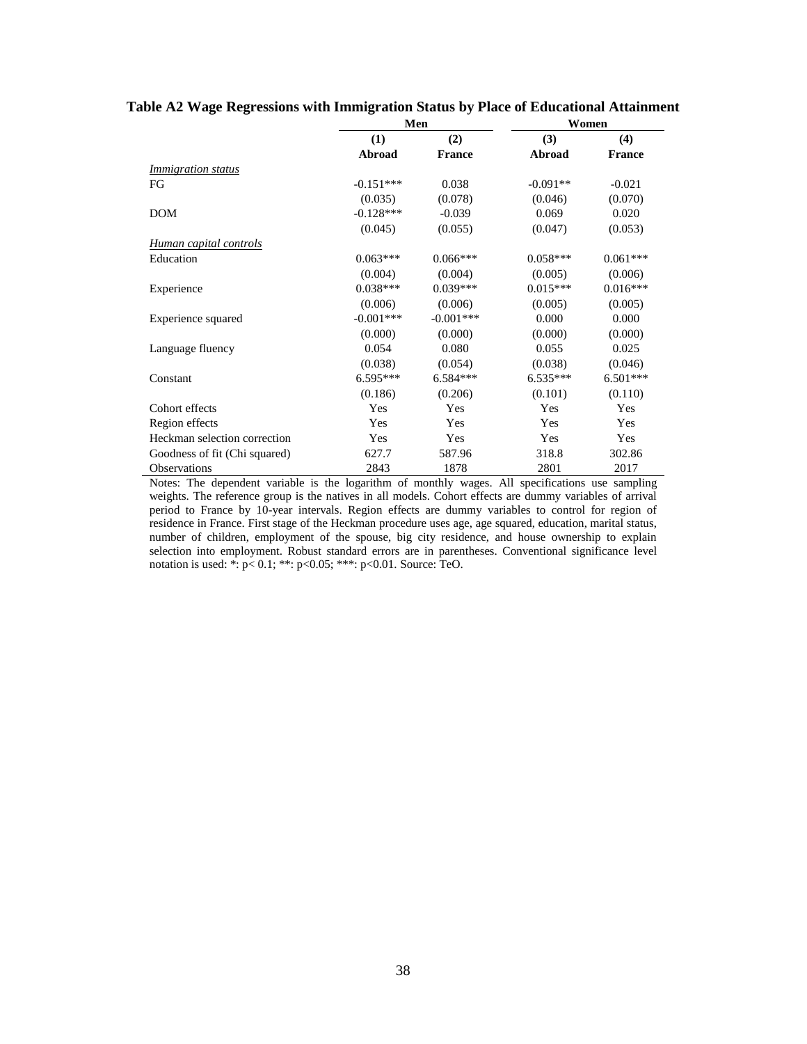**Table A2 Wage Regressions with Immigration Status by Place of Educational Attainment**

| | Men | | Women | |
|---|---|---|---|---|
| | (1) | (2) | (3) | (4) |
| | **Abroad** | **France** | **Abroad** | **France** |
| *Immigration status* | | | | |
| FG | -0.151*** | 0.038 | -0.091** | -0.021 |
| | (0.035) | (0.078) | (0.046) | (0.070) |
| DOM | -0.128*** | -0.039 | 0.069 | 0.020 |
| | (0.045) | (0.055) | (0.047) | (0.053) |
| *Human capital controls* | | | | |
| Education | 0.063*** | 0.066*** | 0.058*** | 0.061*** |
| | (0.004) | (0.004) | (0.005) | (0.006) |
| Experience | 0.038*** | 0.039*** | 0.015*** | 0.016*** |
| | (0.006) | (0.006) | (0.005) | (0.005) |
| Experience squared | -0.001*** | -0.001*** | 0.000 | 0.000 |
| | (0.000) | (0.000) | (0.000) | (0.000) |
| Language fluency | 0.054 | 0.080 | 0.055 | 0.025 |
| | (0.038) | (0.054) | (0.038) | (0.046) |
| Constant | 6.595*** | 6.584*** | 6.535*** | 6.501*** |
| | (0.186) | (0.206) | (0.101) | (0.110) |
| Cohort effects | Yes | Yes | Yes | Yes |
| Region effects | Yes | Yes | Yes | Yes |
| Heckman selection correction | Yes | Yes | Yes | Yes |
| Goodness of fit (Chi squared) | 627.7 | 587.96 | 318.8 | 302.86 |
| Observations | 2843 | 1878 | 2801 | 2017 |

Notes: The dependent variable is the logarithm of monthly wages. All specifications use sampling weights. The reference group is the natives in all models. Cohort effects are dummy variables of arrival period to France by 10-year intervals. Region effects are dummy variables to control for region of residence in France. First stage of the Heckman procedure uses age, age squared, education, marital status, number of children, employment of the spouse, big city residence, and house ownership to explain selection into employment. Robust standard errors are in parentheses. Conventional significance level notation is used: *: $p < 0.1$; **: $p < 0.05$; ***: $p < 0.01$. Source: TeO.